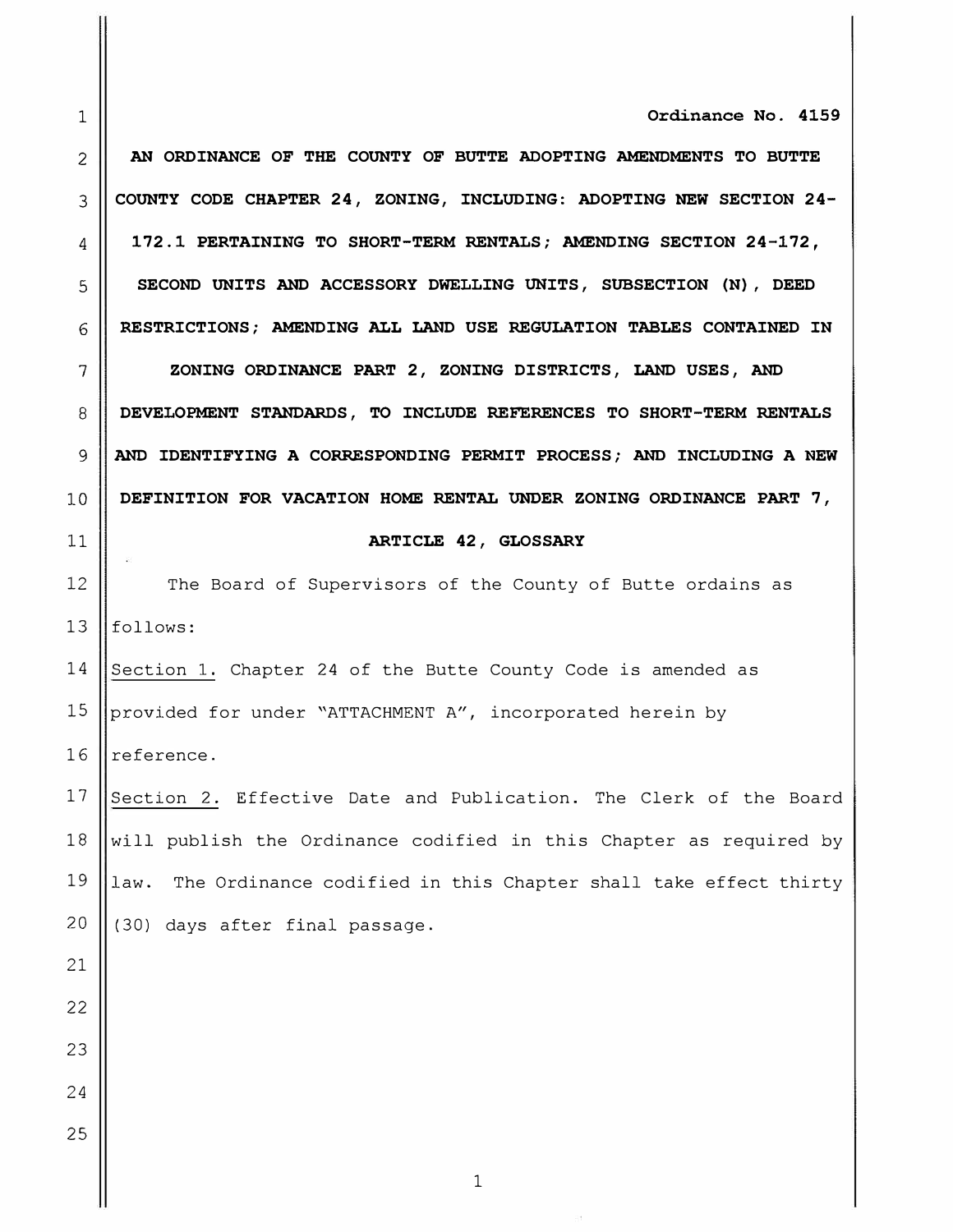**Ordinance No. 4159**

**AN ORDINANCE OF THE COUNTY OF BUTTE ADOPTING AMENDMENTS TO BUTTE COUNTY CODE CHAPTER 24, ZONING, INCLUDING: ADOPTING NEW SECTION 24-172.1 PERTAINING TO SHORT-TERM RENTALS; AMENDING SECTION 24-172, SECOND UNITS AND ACCESSORY DWELLING UNITS, SUBSECTION (N), DEED RESTRICTIONS; AMENDING ALL LAND USE REGULATION TABLES CONTAINED IN ZONING ORDINANCE PART 2, ZONING DISTRICTS, LAND USES, AND DEVELOPMENT STANDARDS, TO INCLUDE REFERENCES TO SHORT-TERM RENTALS AND IDENTIFYING A CORRESPONDING PERMIT PROCESS; AND INCLUDING A NEW DEFINITION FOR VACATION HOME RENTAL UNDER ZONING ORDINANCE PART 7, ARTICLE 42, GLOSSARY**

The Board of Supervisors of the County of Butte ordains as follows:

Section 1. Chapter 24 of the Butte County Code is amended as provided for under "ATTACHMENT A", incorporated herein by reference.

Section 2. Effective Date and Publication. The Clerk of the Board will publish the Ordinance codified in this Chapter as required by law. The Ordinance codified in this Chapter shall take effect thirty (30) days after final passage.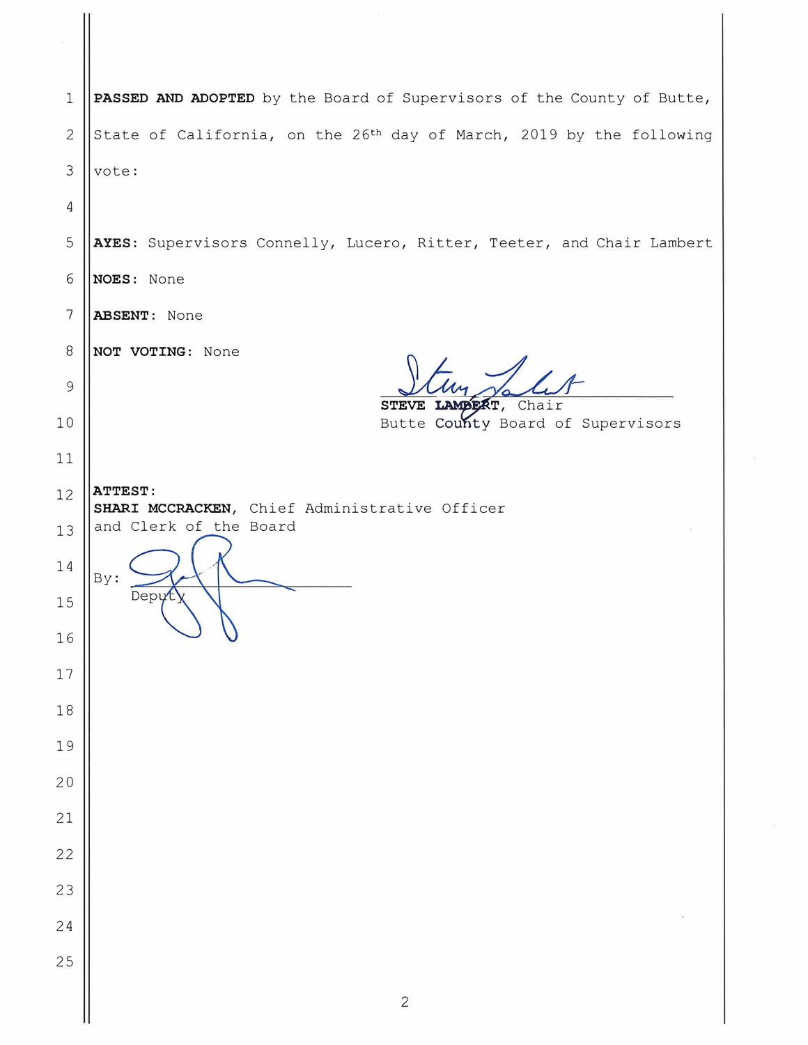**PASSED AND ADOPTED** by the Board of Supervisors of the County of Butte, State of California, on the 26th day of March, 2019 by the following vote:

**AYES:** Supervisors Connelly, Lucero, Ritter, Teeter, and Chair Lambert

**NOES:** None

**ABSENT:** None

**NOT VOTING:** None

**STEVE LAMBERT**, Chair
Butte County Board of Supervisors

**ATTEST:**
**SHARI MCCRACKEN**, Chief Administrative Officer and Clerk of the Board

By: ______________________
Deputy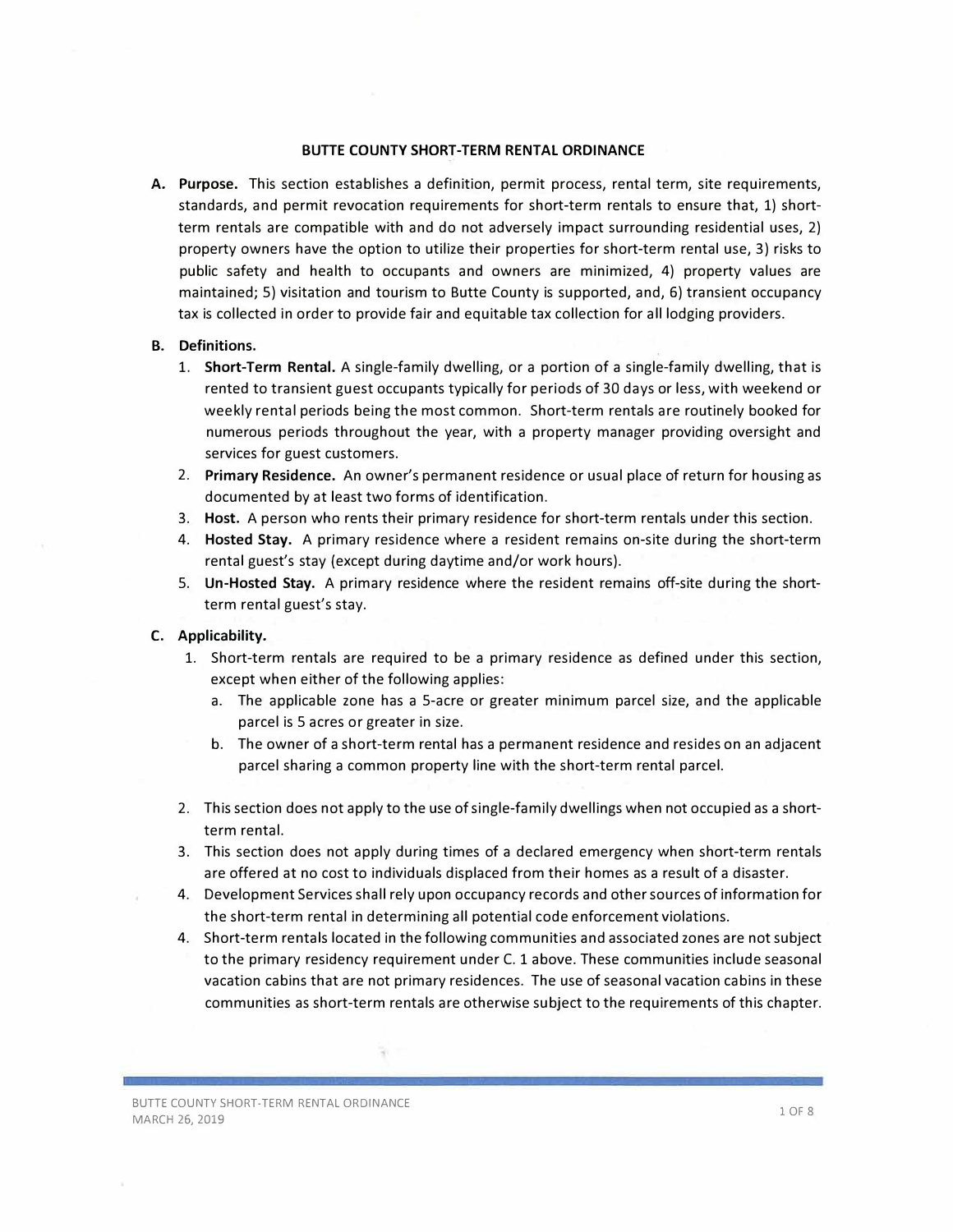**BUTTE COUNTY SHORT-TERM RENTAL ORDINANCE**

**A. Purpose.** This section establishes a definition, permit process, rental term, site requirements, standards, and permit revocation requirements for short-term rentals to ensure that, 1) short-term rentals are compatible with and do not adversely impact surrounding residential uses, 2) property owners have the option to utilize their properties for short-term rental use, 3) risks to public safety and health to occupants and owners are minimized, 4) property values are maintained; 5) visitation and tourism to Butte County is supported, and, 6) transient occupancy tax is collected in order to provide fair and equitable tax collection for all lodging providers.

**B. Definitions.**

1. **Short-Term Rental.** A single-family dwelling, or a portion of a single-family dwelling, that is rented to transient guest occupants typically for periods of 30 days or less, with weekend or weekly rental periods being the most common. Short-term rentals are routinely booked for numerous periods throughout the year, with a property manager providing oversight and services for guest customers.
2. **Primary Residence.** An owner's permanent residence or usual place of return for housing as documented by at least two forms of identification.
3. **Host.** A person who rents their primary residence for short-term rentals under this section.
4. **Hosted Stay.** A primary residence where a resident remains on-site during the short-term rental guest's stay (except during daytime and/or work hours).
5. **Un-Hosted Stay.** A primary residence where the resident remains off-site during the short-term rental guest's stay.

**C. Applicability.**

1. Short-term rentals are required to be a primary residence as defined under this section, except when either of the following applies:
   a. The applicable zone has a 5-acre or greater minimum parcel size, and the applicable parcel is 5 acres or greater in size.
   b. The owner of a short-term rental has a permanent residence and resides on an adjacent parcel sharing a common property line with the short-term rental parcel.

2. This section does not apply to the use of single-family dwellings when not occupied as a short-term rental.
3. This section does not apply during times of a declared emergency when short-term rentals are offered at no cost to individuals displaced from their homes as a result of a disaster.
4. Development Services shall rely upon occupancy records and other sources of information for the short-term rental in determining all potential code enforcement violations.
4. Short-term rentals located in the following communities and associated zones are not subject to the primary residency requirement under C. 1 above. These communities include seasonal vacation cabins that are not primary residences. The use of seasonal vacation cabins in these communities as short-term rentals are otherwise subject to the requirements of this chapter.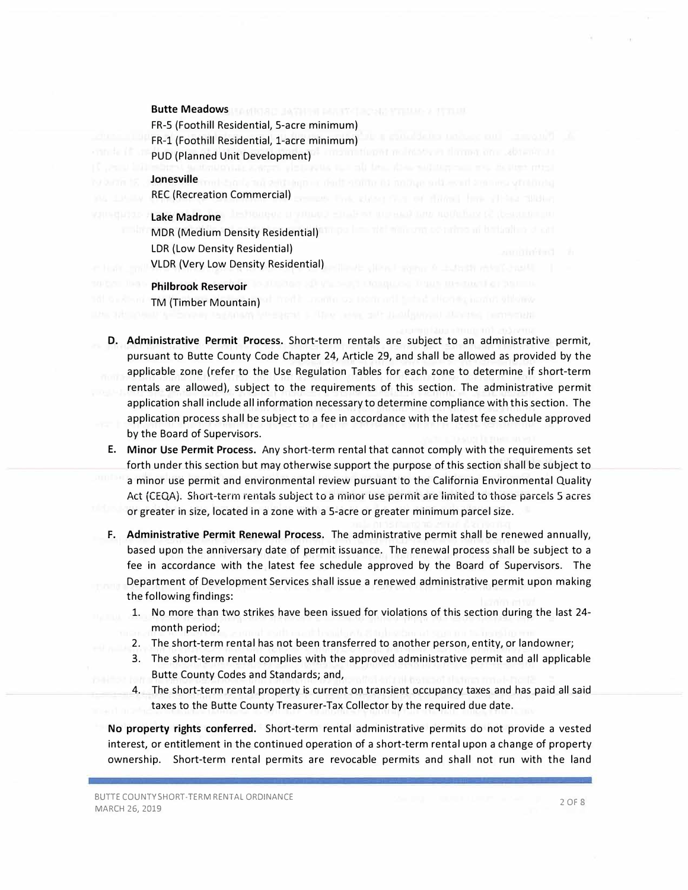**Butte Meadows**
FR-5 (Foothill Residential, 5-acre minimum)
FR-1 (Foothill Residential, 1-acre minimum)
PUD (Planned Unit Development)

**Jonesville**
REC (Recreation Commercial)

**Lake Madrone**
MDR (Medium Density Residential)
LDR (Low Density Residential)
VLDR (Very Low Density Residential)

**Philbrook Reservoir**
TM (Timber Mountain)

D. **Administrative Permit Process.** Short-term rentals are subject to an administrative permit, pursuant to Butte County Code Chapter 24, Article 29, and shall be allowed as provided by the applicable zone (refer to the Use Regulation Tables for each zone to determine if short-term rentals are allowed), subject to the requirements of this section. The administrative permit application shall include all information necessary to determine compliance with this section. The application process shall be subject to a fee in accordance with the latest fee schedule approved by the Board of Supervisors.

E. **Minor Use Permit Process.** Any short-term rental that cannot comply with the requirements set forth under this section but may otherwise support the purpose of this section shall be subject to a minor use permit and environmental review pursuant to the California Environmental Quality Act (CEQA). Short-term rentals subject to a minor use permit are limited to those parcels 5 acres or greater in size, located in a zone with a 5-acre or greater minimum parcel size.

F. **Administrative Permit Renewal Process.** The administrative permit shall be renewed annually, based upon the anniversary date of permit issuance. The renewal process shall be subject to a fee in accordance with the latest fee schedule approved by the Board of Supervisors. The Department of Development Services shall issue a renewed administrative permit upon making the following findings:

1. No more than two strikes have been issued for violations of this section during the last 24-month period;
2. The short-term rental has not been transferred to another person, entity, or landowner;
3. The short-term rental complies with the approved administrative permit and all applicable Butte County Codes and Standards; and,
4. The short-term rental property is current on transient occupancy taxes and has paid all said taxes to the Butte County Treasurer-Tax Collector by the required due date.

**No property rights conferred.** Short-term rental administrative permits do not provide a vested interest, or entitlement in the continued operation of a short-term rental upon a change of property ownership. Short-term rental permits are revocable permits and shall not run with the land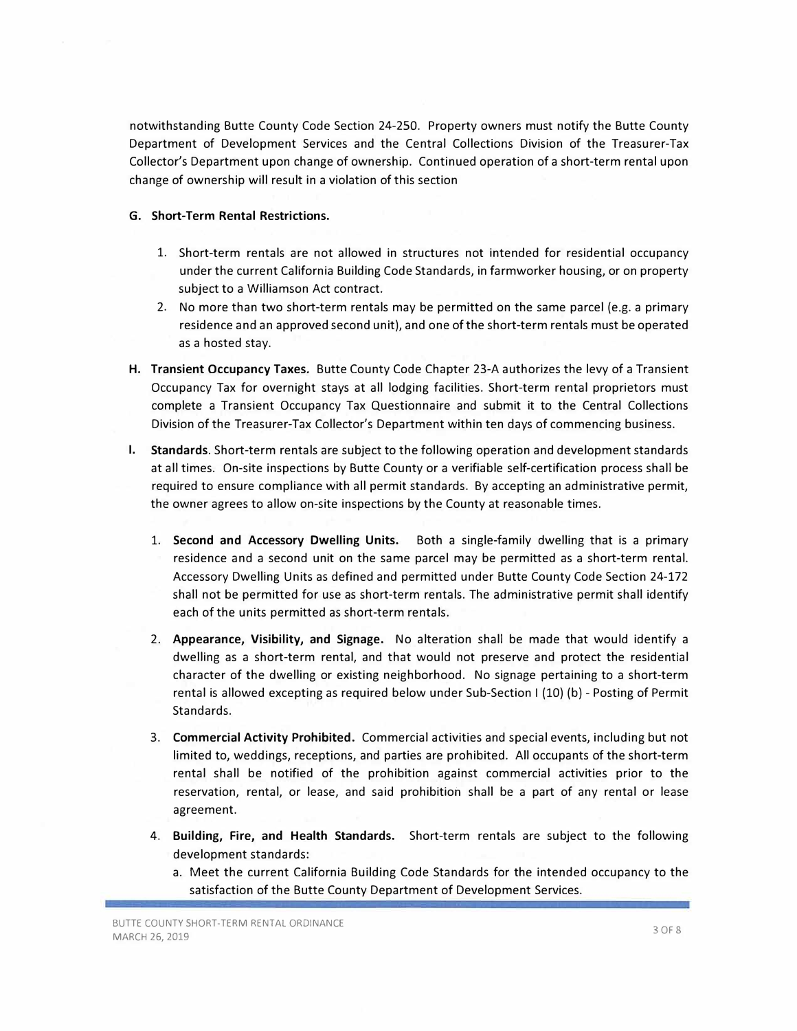notwithstanding Butte County Code Section 24-250. Property owners must notify the Butte County Department of Development Services and the Central Collections Division of the Treasurer-Tax Collector's Department upon change of ownership. Continued operation of a short-term rental upon change of ownership will result in a violation of this section

**G. Short-Term Rental Restrictions.**

1. Short-term rentals are not allowed in structures not intended for residential occupancy under the current California Building Code Standards, in farmworker housing, or on property subject to a Williamson Act contract.
2. No more than two short-term rentals may be permitted on the same parcel (e.g. a primary residence and an approved second unit), and one of the short-term rentals must be operated as a hosted stay.

**H. Transient Occupancy Taxes.** Butte County Code Chapter 23-A authorizes the levy of a Transient Occupancy Tax for overnight stays at all lodging facilities. Short-term rental proprietors must complete a Transient Occupancy Tax Questionnaire and submit it to the Central Collections Division of the Treasurer-Tax Collector's Department within ten days of commencing business.

**I. Standards**. Short-term rentals are subject to the following operation and development standards at all times. On-site inspections by Butte County or a verifiable self-certification process shall be required to ensure compliance with all permit standards. By accepting an administrative permit, the owner agrees to allow on-site inspections by the County at reasonable times.

1. **Second and Accessory Dwelling Units.** Both a single-family dwelling that is a primary residence and a second unit on the same parcel may be permitted as a short-term rental. Accessory Dwelling Units as defined and permitted under Butte County Code Section 24-172 shall not be permitted for use as short-term rentals. The administrative permit shall identify each of the units permitted as short-term rentals.

2. **Appearance, Visibility, and Signage.** No alteration shall be made that would identify a dwelling as a short-term rental, and that would not preserve and protect the residential character of the dwelling or existing neighborhood. No signage pertaining to a short-term rental is allowed excepting as required below under Sub-Section I (10) (b) - Posting of Permit Standards.

3. **Commercial Activity Prohibited.** Commercial activities and special events, including but not limited to, weddings, receptions, and parties are prohibited. All occupants of the short-term rental shall be notified of the prohibition against commercial activities prior to the reservation, rental, or lease, and said prohibition shall be a part of any rental or lease agreement.

4. **Building, Fire, and Health Standards.** Short-term rentals are subject to the following development standards:
   a. Meet the current California Building Code Standards for the intended occupancy to the satisfaction of the Butte County Department of Development Services.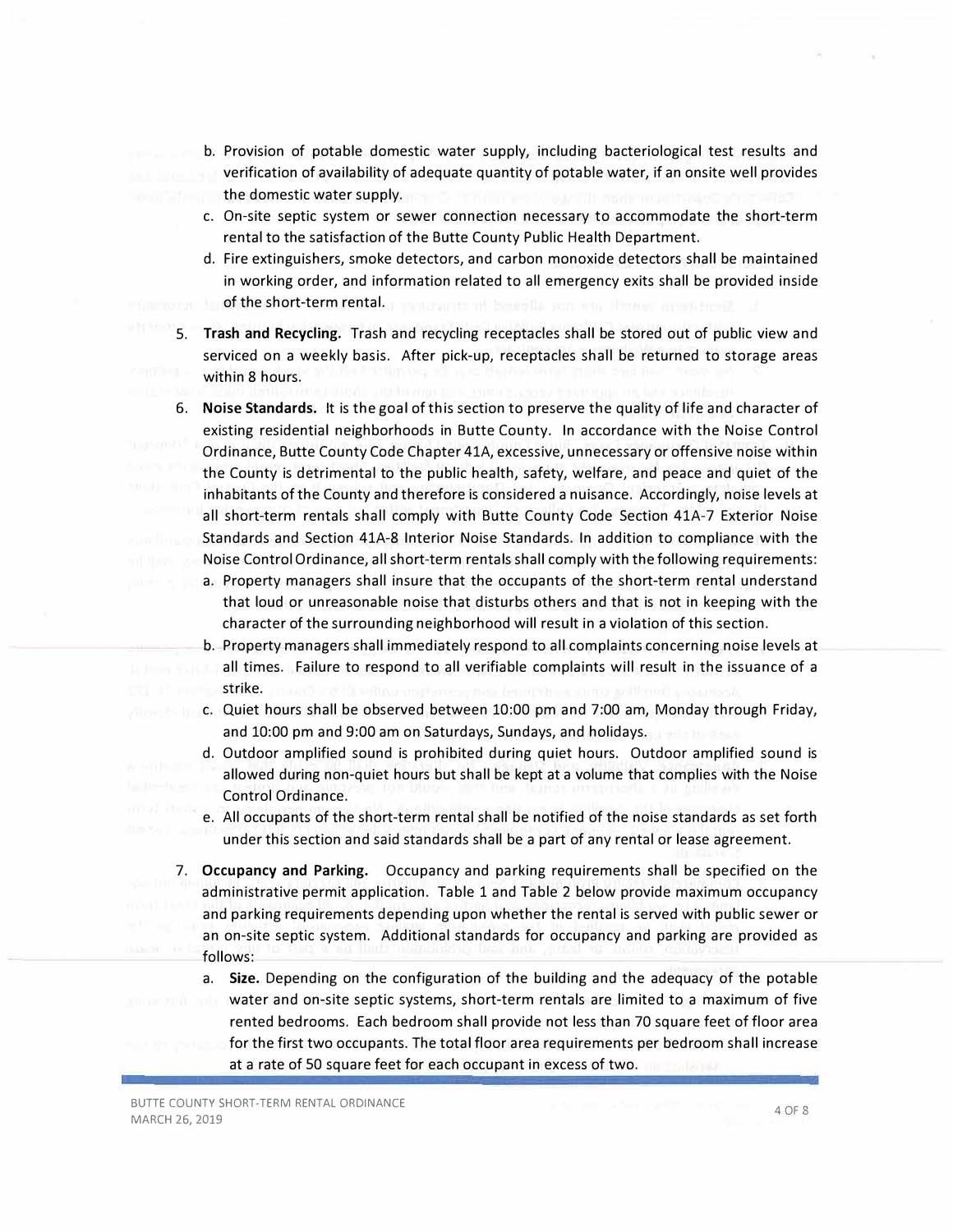b. Provision of potable domestic water supply, including bacteriological test results and verification of availability of adequate quantity of potable water, if an onsite well provides the domestic water supply.

c. On-site septic system or sewer connection necessary to accommodate the short-term rental to the satisfaction of the Butte County Public Health Department.

d. Fire extinguishers, smoke detectors, and carbon monoxide detectors shall be maintained in working order, and information related to all emergency exits shall be provided inside of the short-term rental.

5. **Trash and Recycling.** Trash and recycling receptacles shall be stored out of public view and serviced on a weekly basis. After pick-up, receptacles shall be returned to storage areas within 8 hours.

6. **Noise Standards.** It is the goal of this section to preserve the quality of life and character of existing residential neighborhoods in Butte County. In accordance with the Noise Control Ordinance, Butte County Code Chapter 41A, excessive, unnecessary or offensive noise within the County is detrimental to the public health, safety, welfare, and peace and quiet of the inhabitants of the County and therefore is considered a nuisance. Accordingly, noise levels at all short-term rentals shall comply with Butte County Code Section 41A-7 Exterior Noise Standards and Section 41A-8 Interior Noise Standards. In addition to compliance with the Noise Control Ordinance, all short-term rentals shall comply with the following requirements:

   a. Property managers shall insure that the occupants of the short-term rental understand that loud or unreasonable noise that disturbs others and that is not in keeping with the character of the surrounding neighborhood will result in a violation of this section.

   b. Property managers shall immediately respond to all complaints concerning noise levels at all times. Failure to respond to all verifiable complaints will result in the issuance of a strike.

   c. Quiet hours shall be observed between 10:00 pm and 7:00 am, Monday through Friday, and 10:00 pm and 9:00 am on Saturdays, Sundays, and holidays.

   d. Outdoor amplified sound is prohibited during quiet hours. Outdoor amplified sound is allowed during non-quiet hours but shall be kept at a volume that complies with the Noise Control Ordinance.

   e. All occupants of the short-term rental shall be notified of the noise standards as set forth under this section and said standards shall be a part of any rental or lease agreement.

7. **Occupancy and Parking.** Occupancy and parking requirements shall be specified on the administrative permit application. Table 1 and Table 2 below provide maximum occupancy and parking requirements depending upon whether the rental is served with public sewer or an on-site septic system. Additional standards for occupancy and parking are provided as follows:

   a. **Size.** Depending on the configuration of the building and the adequacy of the potable water and on-site septic systems, short-term rentals are limited to a maximum of five rented bedrooms. Each bedroom shall provide not less than 70 square feet of floor area for the first two occupants. The total floor area requirements per bedroom shall increase at a rate of 50 square feet for each occupant in excess of two.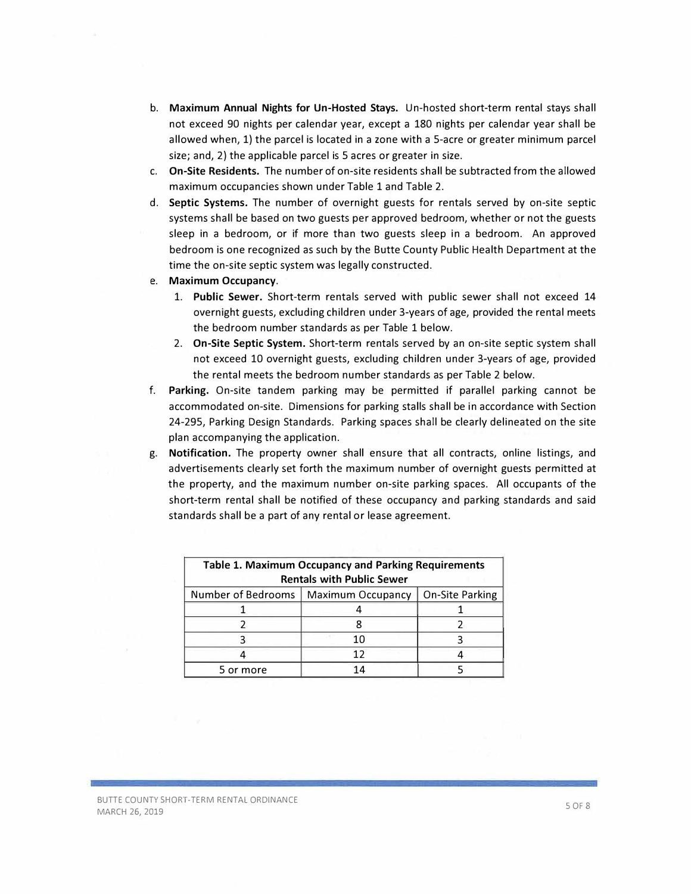b. **Maximum Annual Nights for Un-Hosted Stays.** Un-hosted short-term rental stays shall not exceed 90 nights per calendar year, except a 180 nights per calendar year shall be allowed when, 1) the parcel is located in a zone with a 5-acre or greater minimum parcel size; and, 2) the applicable parcel is 5 acres or greater in size.

c. **On-Site Residents.** The number of on-site residents shall be subtracted from the allowed maximum occupancies shown under Table 1 and Table 2.

d. **Septic Systems.** The number of overnight guests for rentals served by on-site septic systems shall be based on two guests per approved bedroom, whether or not the guests sleep in a bedroom, or if more than two guests sleep in a bedroom. An approved bedroom is one recognized as such by the Butte County Public Health Department at the time the on-site septic system was legally constructed.

e. **Maximum Occupancy**.

   1. **Public Sewer.** Short-term rentals served with public sewer shall not exceed 14 overnight guests, excluding children under 3-years of age, provided the rental meets the bedroom number standards as per Table 1 below.
   2. **On-Site Septic System.** Short-term rentals served by an on-site septic system shall not exceed 10 overnight guests, excluding children under 3-years of age, provided the rental meets the bedroom number standards as per Table 2 below.

f. **Parking.** On-site tandem parking may be permitted if parallel parking cannot be accommodated on-site. Dimensions for parking stalls shall be in accordance with Section 24-295, Parking Design Standards. Parking spaces shall be clearly delineated on the site plan accompanying the application.

g. **Notification.** The property owner shall ensure that all contracts, online listings, and advertisements clearly set forth the maximum number of overnight guests permitted at the property, and the maximum number on-site parking spaces. All occupants of the short-term rental shall be notified of these occupancy and parking standards and said standards shall be a part of any rental or lease agreement.

**Table 1. Maximum Occupancy and Parking Requirements Rentals with Public Sewer**

| Number of Bedrooms | Maximum Occupancy | On-Site Parking |
|---|---|---|
| 1 | 4 | 1 |
| 2 | 8 | 2 |
| 3 | 10 | 3 |
| 4 | 12 | 4 |
| 5 or more | 14 | 5 |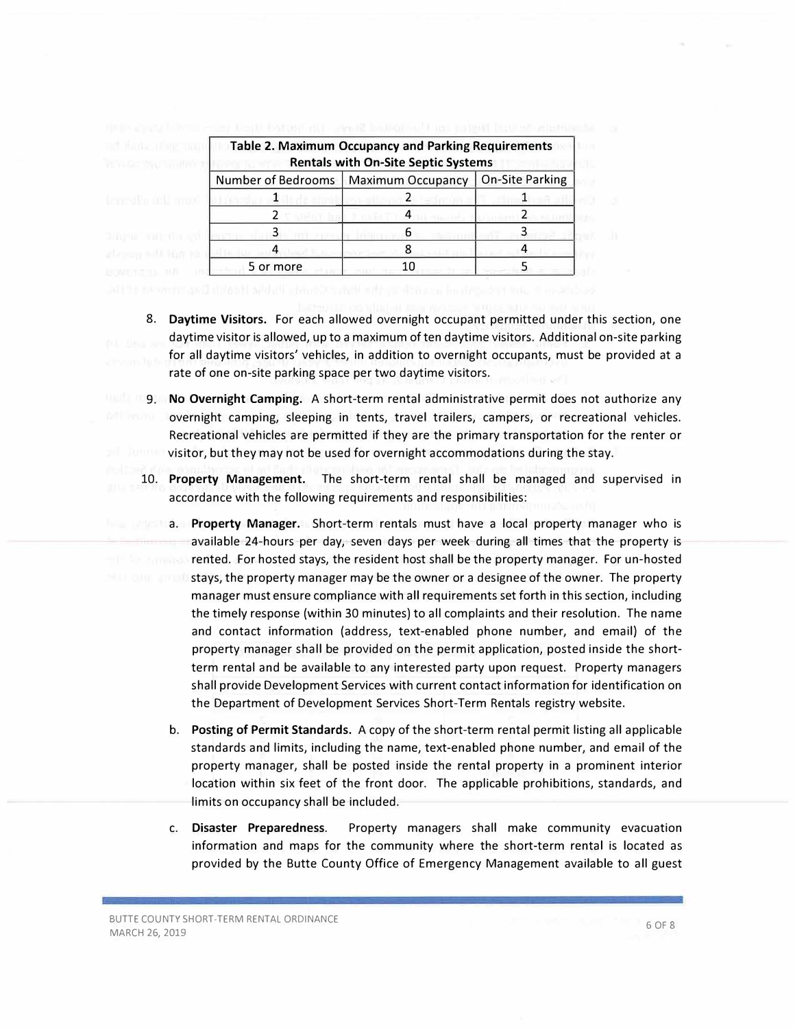| Table 2. Maximum Occupancy and Parking Requirements Rentals with On-Site Septic Systems | | |
|---|---|---|
| Number of Bedrooms | Maximum Occupancy | On-Site Parking |
| 1 | 2 | 1 |
| 2 | 4 | 2 |
| 3 | 6 | 3 |
| 4 | 8 | 4 |
| 5 or more | 10 | 5 |

8. **Daytime Visitors.** For each allowed overnight occupant permitted under this section, one daytime visitor is allowed, up to a maximum of ten daytime visitors. Additional on-site parking for all daytime visitors' vehicles, in addition to overnight occupants, must be provided at a rate of one on-site parking space per two daytime visitors.

9. **No Overnight Camping.** A short-term rental administrative permit does not authorize any overnight camping, sleeping in tents, travel trailers, campers, or recreational vehicles. Recreational vehicles are permitted if they are the primary transportation for the renter or visitor, but they may not be used for overnight accommodations during the stay.

10. **Property Management.** The short-term rental shall be managed and supervised in accordance with the following requirements and responsibilities:

    a. **Property Manager.** Short-term rentals must have a local property manager who is available 24-hours per day, seven days per week during all times that the property is rented. For hosted stays, the resident host shall be the property manager. For un-hosted stays, the property manager may be the owner or a designee of the owner. The property manager must ensure compliance with all requirements set forth in this section, including the timely response (within 30 minutes) to all complaints and their resolution. The name and contact information (address, text-enabled phone number, and email) of the property manager shall be provided on the permit application, posted inside the short-term rental and be available to any interested party upon request. Property managers shall provide Development Services with current contact information for identification on the Department of Development Services Short-Term Rentals registry website.

    b. **Posting of Permit Standards.** A copy of the short-term rental permit listing all applicable standards and limits, including the name, text-enabled phone number, and email of the property manager, shall be posted inside the rental property in a prominent interior location within six feet of the front door. The applicable prohibitions, standards, and limits on occupancy shall be included.

    c. **Disaster Preparedness.** Property managers shall make community evacuation information and maps for the community where the short-term rental is located as provided by the Butte County Office of Emergency Management available to all guest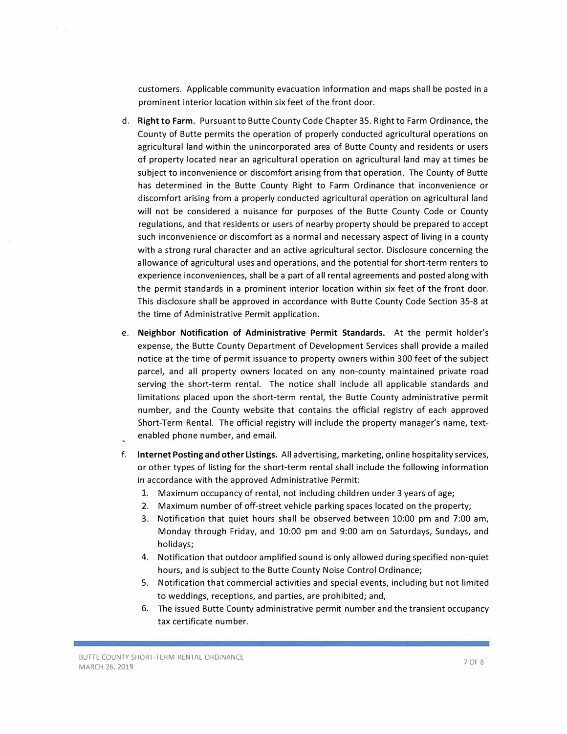customers. Applicable community evacuation information and maps shall be posted in a prominent interior location within six feet of the front door.

d. **Right to Farm**. Pursuant to Butte County Code Chapter 35. Right to Farm Ordinance, the County of Butte permits the operation of properly conducted agricultural operations on agricultural land within the unincorporated area of Butte County and residents or users of property located near an agricultural operation on agricultural land may at times be subject to inconvenience or discomfort arising from that operation. The County of Butte has determined in the Butte County Right to Farm Ordinance that inconvenience or discomfort arising from a properly conducted agricultural operation on agricultural land will not be considered a nuisance for purposes of the Butte County Code or County regulations, and that residents or users of nearby property should be prepared to accept such inconvenience or discomfort as a normal and necessary aspect of living in a county with a strong rural character and an active agricultural sector. Disclosure concerning the allowance of agricultural uses and operations, and the potential for short-term renters to experience inconveniences, shall be a part of all rental agreements and posted along with the permit standards in a prominent interior location within six feet of the front door. This disclosure shall be approved in accordance with Butte County Code Section 35-8 at the time of Administrative Permit application.

e. **Neighbor Notification of Administrative Permit Standards.** At the permit holder's expense, the Butte County Department of Development Services shall provide a mailed notice at the time of permit issuance to property owners within 300 feet of the subject parcel, and all property owners located on any non-county maintained private road serving the short-term rental. The notice shall include all applicable standards and limitations placed upon the short-term rental, the Butte County administrative permit number, and the County website that contains the official registry of each approved Short-Term Rental. The official registry will include the property manager's name, text-enabled phone number, and email.

f. **Internet Posting and other Listings.** All advertising, marketing, online hospitality services, or other types of listing for the short-term rental shall include the following information in accordance with the approved Administrative Permit:
   1. Maximum occupancy of rental, not including children under 3 years of age;
   2. Maximum number of off-street vehicle parking spaces located on the property;
   3. Notification that quiet hours shall be observed between 10:00 pm and 7:00 am, Monday through Friday, and 10:00 pm and 9:00 am on Saturdays, Sundays, and holidays;
   4. Notification that outdoor amplified sound is only allowed during specified non-quiet hours, and is subject to the Butte County Noise Control Ordinance;
   5. Notification that commercial activities and special events, including but not limited to weddings, receptions, and parties, are prohibited; and,
   6. The issued Butte County administrative permit number and the transient occupancy tax certificate number.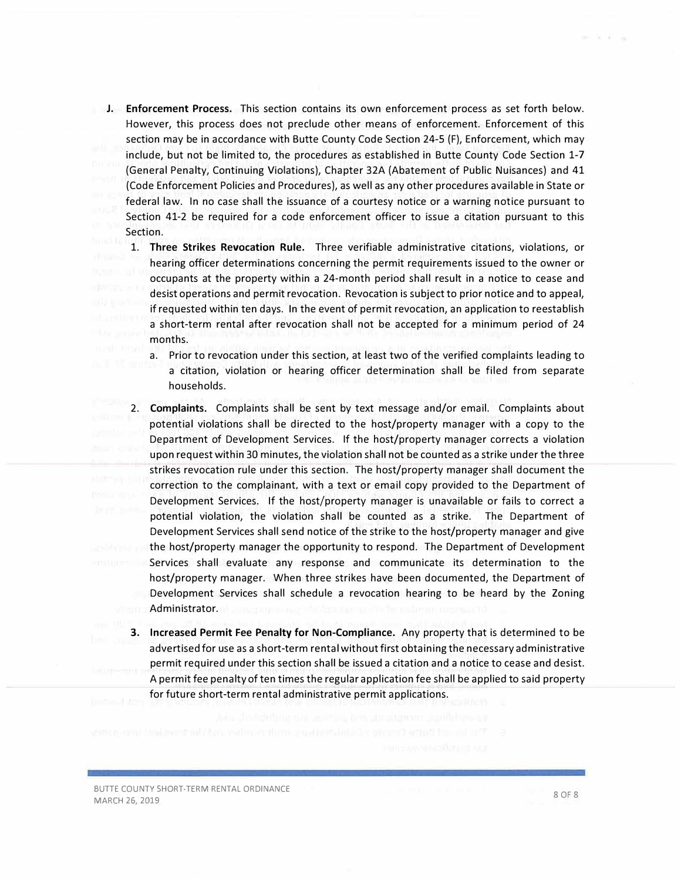**J. Enforcement Process.** This section contains its own enforcement process as set forth below. However, this process does not preclude other means of enforcement. Enforcement of this section may be in accordance with Butte County Code Section 24-5 (F), Enforcement, which may include, but not be limited to, the procedures as established in Butte County Code Section 1-7 (General Penalty, Continuing Violations), Chapter 32A (Abatement of Public Nuisances) and 41 (Code Enforcement Policies and Procedures), as well as any other procedures available in State or federal law. In no case shall the issuance of a courtesy notice or a warning notice pursuant to Section 41-2 be required for a code enforcement officer to issue a citation pursuant to this Section.

1. **Three Strikes Revocation Rule.** Three verifiable administrative citations, violations, or hearing officer determinations concerning the permit requirements issued to the owner or occupants at the property within a 24-month period shall result in a notice to cease and desist operations and permit revocation. Revocation is subject to prior notice and to appeal, if requested within ten days. In the event of permit revocation, an application to reestablish a short-term rental after revocation shall not be accepted for a minimum period of 24 months.
   a. Prior to revocation under this section, at least two of the verified complaints leading to a citation, violation or hearing officer determination shall be filed from separate households.

2. **Complaints.** Complaints shall be sent by text message and/or email. Complaints about potential violations shall be directed to the host/property manager with a copy to the Department of Development Services. If the host/property manager corrects a violation upon request within 30 minutes, the violation shall not be counted as a strike under the three strikes revocation rule under this section. The host/property manager shall document the correction to the complainant, with a text or email copy provided to the Department of Development Services. If the host/property manager is unavailable or fails to correct a potential violation, the violation shall be counted as a strike. The Department of Development Services shall send notice of the strike to the host/property manager and give the host/property manager the opportunity to respond. The Department of Development Services shall evaluate any response and communicate its determination to the host/property manager. When three strikes have been documented, the Department of Development Services shall schedule a revocation hearing to be heard by the Zoning Administrator.

3. **Increased Permit Fee Penalty for Non-Compliance.** Any property that is determined to be advertised for use as a short-term rental without first obtaining the necessary administrative permit required under this section shall be issued a citation and a notice to cease and desist. A permit fee penalty of ten times the regular application fee shall be applied to said property for future short-term rental administrative permit applications.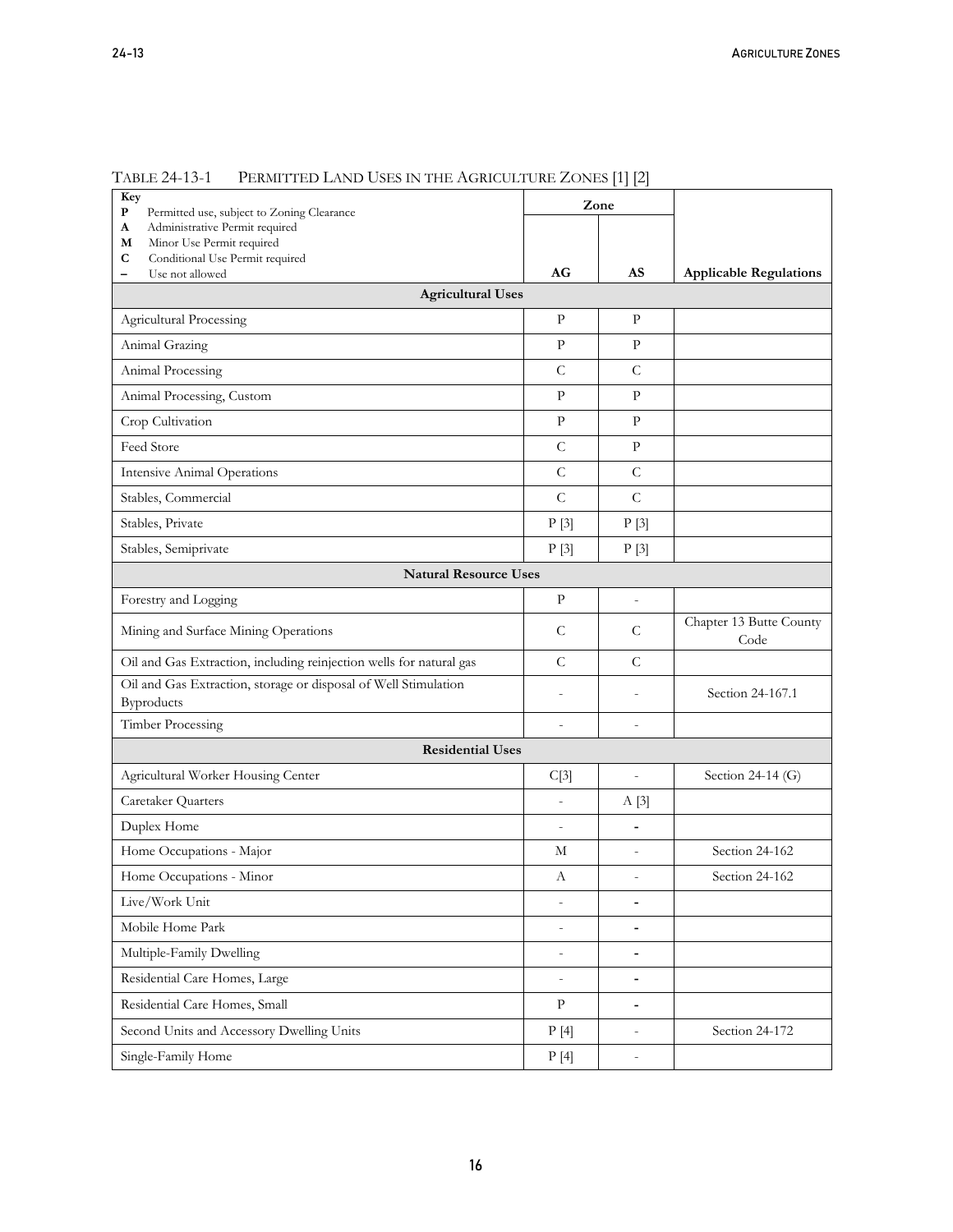TABLE 24-13-1 PERMITTED LAND USES IN THE AGRICULTURE ZONES [1] [2]

| Key<br>P Permitted use, subject to Zoning Clearance<br>A Administrative Permit required<br>M Minor Use Permit required<br>C Conditional Use Permit required<br>– Use not allowed | Zone | | |
|---|---|---|---|
| | AG | AS | Applicable Regulations |
| **Agricultural Uses** | | | |
| Agricultural Processing | P | P | |
| Animal Grazing | P | P | |
| Animal Processing | C | C | |
| Animal Processing, Custom | P | P | |
| Crop Cultivation | P | P | |
| Feed Store | C | P | |
| Intensive Animal Operations | C | C | |
| Stables, Commercial | C | C | |
| Stables, Private | P [3] | P [3] | |
| Stables, Semiprivate | P [3] | P [3] | |
| **Natural Resource Uses** | | | |
| Forestry and Logging | P | - | |
| Mining and Surface Mining Operations | C | C | Chapter 13 Butte County Code |
| Oil and Gas Extraction, including reinjection wells for natural gas | C | C | |
| Oil and Gas Extraction, storage or disposal of Well Stimulation Byproducts | - | - | Section 24-167.1 |
| Timber Processing | - | - | |
| **Residential Uses** | | | |
| Agricultural Worker Housing Center | C[3] | - | Section 24-14 (G) |
| Caretaker Quarters | - | A [3] | |
| Duplex Home | - | - | |
| Home Occupations - Major | M | - | Section 24-162 |
| Home Occupations - Minor | A | - | Section 24-162 |
| Live/Work Unit | - | - | |
| Mobile Home Park | - | - | |
| Multiple-Family Dwelling | - | - | |
| Residential Care Homes, Large | - | - | |
| Residential Care Homes, Small | P | - | |
| Second Units and Accessory Dwelling Units | P [4] | - | Section 24-172 |
| Single-Family Home | P [4] | - | |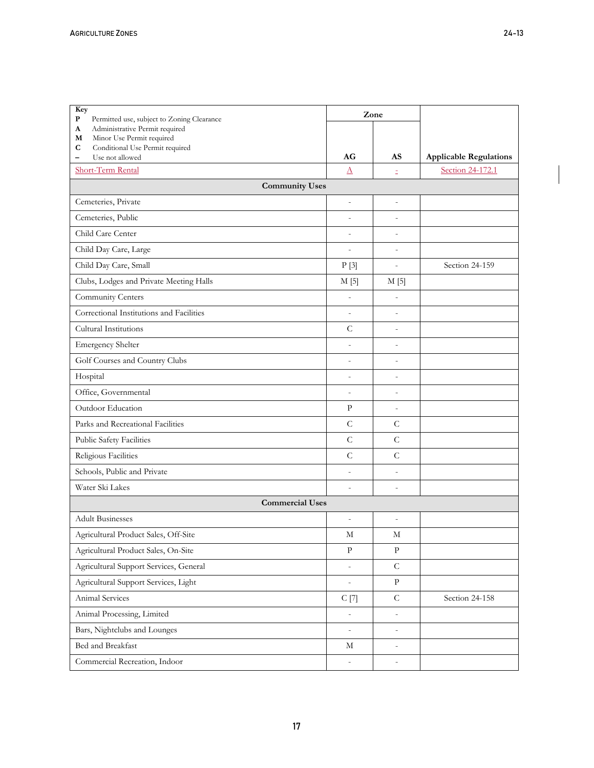| Key<br>**P** Permitted use, subject to Zoning Clearance<br>**A** Administrative Permit required<br>**M** Minor Use Permit required<br>**C** Conditional Use Permit required<br>**–** Use not allowed | Zone | | Applicable Regulations |
|---|---|---|---|
| | **AG** | **AS** | |
| Short-Term Rental | A | - | Section 24-172.1 |
| **Community Uses** | | | |
| Cemeteries, Private | - | - | |
| Cemeteries, Public | - | - | |
| Child Care Center | - | - | |
| Child Day Care, Large | - | - | |
| Child Day Care, Small | P [3] | - | Section 24-159 |
| Clubs, Lodges and Private Meeting Halls | M [5] | M [5] | |
| Community Centers | - | - | |
| Correctional Institutions and Facilities | - | - | |
| Cultural Institutions | C | - | |
| Emergency Shelter | - | - | |
| Golf Courses and Country Clubs | - | - | |
| Hospital | - | - | |
| Office, Governmental | - | - | |
| Outdoor Education | P | - | |
| Parks and Recreational Facilities | C | C | |
| Public Safety Facilities | C | C | |
| Religious Facilities | C | C | |
| Schools, Public and Private | - | - | |
| Water Ski Lakes | - | - | |
| **Commercial Uses** | | | |
| Adult Businesses | - | - | |
| Agricultural Product Sales, Off-Site | M | M | |
| Agricultural Product Sales, On-Site | P | P | |
| Agricultural Support Services, General | - | C | |
| Agricultural Support Services, Light | - | P | |
| Animal Services | C [7] | C | Section 24-158 |
| Animal Processing, Limited | - | - | |
| Bars, Nightclubs and Lounges | - | - | |
| Bed and Breakfast | M | - | |
| Commercial Recreation, Indoor | - | - | |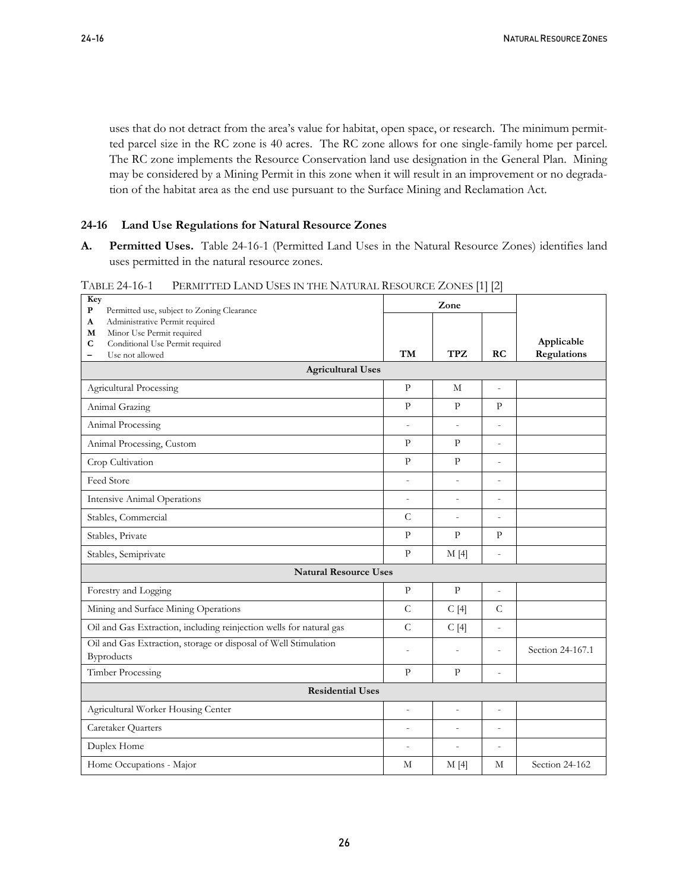uses that do not detract from the area's value for habitat, open space, or research. The minimum permitted parcel size in the RC zone is 40 acres. The RC zone allows for one single-family home per parcel. The RC zone implements the Resource Conservation land use designation in the General Plan. Mining may be considered by a Mining Permit in this zone when it will result in an improvement or no degradation of the habitat area as the end use pursuant to the Surface Mining and Reclamation Act.

### 24-16 Land Use Regulations for Natural Resource Zones

**A. Permitted Uses.** Table 24-16-1 (Permitted Land Uses in the Natural Resource Zones) identifies land uses permitted in the natural resource zones.

TABLE 24-16-1 PERMITTED LAND USES IN THE NATURAL RESOURCE ZONES [1] [2]

| Key<br>**P** Permitted use, subject to Zoning Clearance<br>**A** Administrative Permit required<br>**M** Minor Use Permit required<br>**C** Conditional Use Permit required<br>**–** Use not allowed | Zone | | | Applicable Regulations |
|---|---|---|---|---|
| | **TM** | **TPZ** | **RC** | |
| **Agricultural Uses** | | | | |
| Agricultural Processing | P | M | - | |
| Animal Grazing | P | P | P | |
| Animal Processing | - | - | - | |
| Animal Processing, Custom | P | P | - | |
| Crop Cultivation | P | P | - | |
| Feed Store | - | - | - | |
| Intensive Animal Operations | - | - | - | |
| Stables, Commercial | C | - | - | |
| Stables, Private | P | P | P | |
| Stables, Semiprivate | P | M [4] | - | |
| **Natural Resource Uses** | | | | |
| Forestry and Logging | P | P | - | |
| Mining and Surface Mining Operations | C | C [4] | C | |
| Oil and Gas Extraction, including reinjection wells for natural gas | C | C [4] | - | |
| Oil and Gas Extraction, storage or disposal of Well Stimulation Byproducts | - | - | - | Section 24-167.1 |
| Timber Processing | P | P | - | |
| **Residential Uses** | | | | |
| Agricultural Worker Housing Center | - | - | - | |
| Caretaker Quarters | - | - | - | |
| Duplex Home | - | - | - | |
| Home Occupations - Major | M | M [4] | M | Section 24-162 |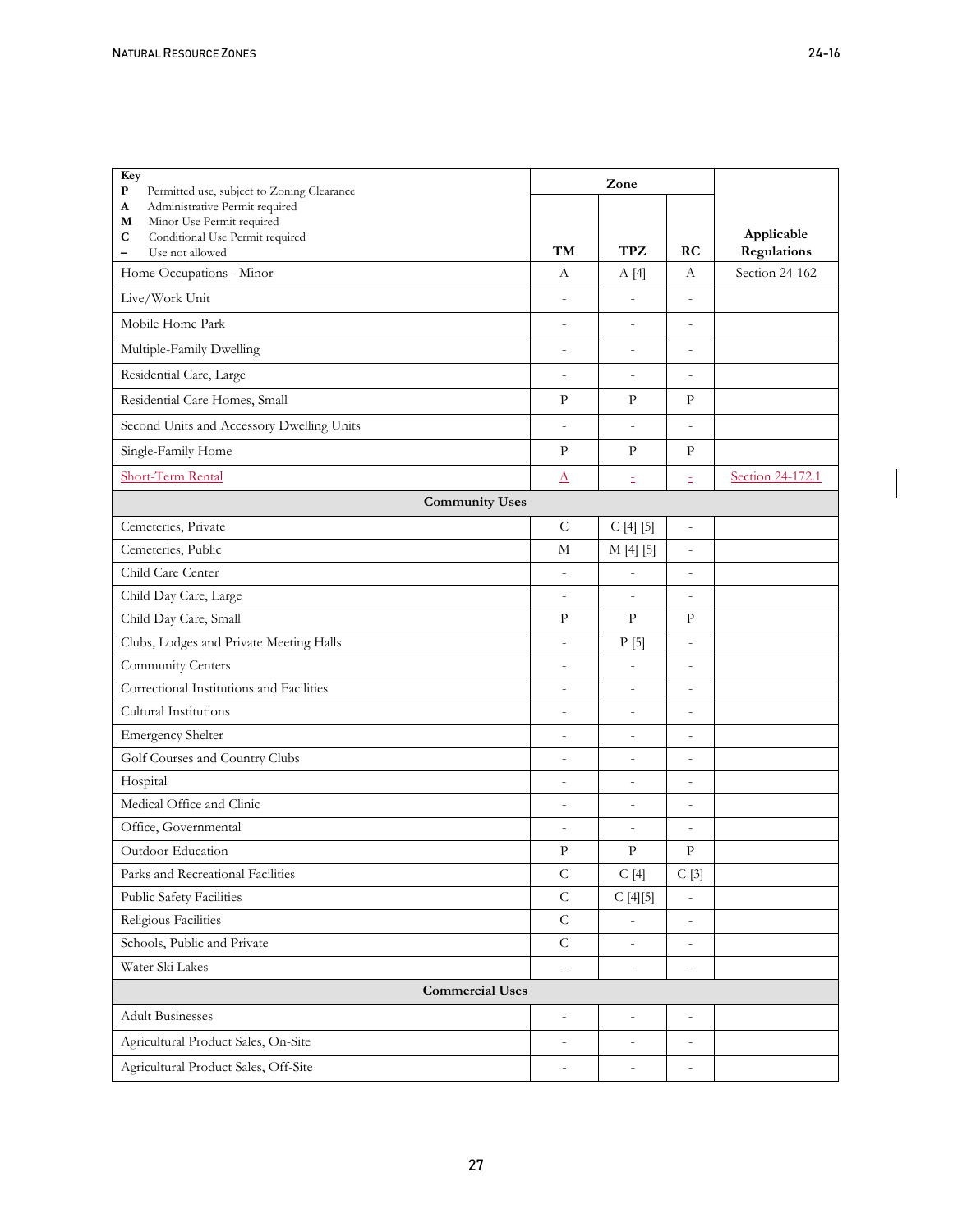| Key<br>**P** Permitted use, subject to Zoning Clearance<br>**A** Administrative Permit required<br>**M** Minor Use Permit required<br>**C** Conditional Use Permit required<br>**–** Use not allowed | Zone | | | Applicable Regulations |
|---|---|---|---|---|
| | **TM** | **TPZ** | **RC** | |
| Home Occupations - Minor | A | A [4] | A | Section 24-162 |
| Live/Work Unit | - | - | - | |
| Mobile Home Park | - | - | - | |
| Multiple-Family Dwelling | - | - | - | |
| Residential Care, Large | - | - | - | |
| Residential Care Homes, Small | P | P | P | |
| Second Units and Accessory Dwelling Units | - | - | - | |
| Single-Family Home | P | P | P | |
| Short-Term Rental | A | - | - | Section 24-172.1 |
| **Community Uses** | | | | |
| Cemeteries, Private | C | C [4] [5] | - | |
| Cemeteries, Public | M | M [4] [5] | - | |
| Child Care Center | - | - | - | |
| Child Day Care, Large | - | - | - | |
| Child Day Care, Small | P | P | P | |
| Clubs, Lodges and Private Meeting Halls | - | P [5] | - | |
| Community Centers | - | - | - | |
| Correctional Institutions and Facilities | - | - | - | |
| Cultural Institutions | - | - | - | |
| Emergency Shelter | - | - | - | |
| Golf Courses and Country Clubs | - | - | - | |
| Hospital | - | - | - | |
| Medical Office and Clinic | - | - | - | |
| Office, Governmental | - | - | - | |
| Outdoor Education | P | P | P | |
| Parks and Recreational Facilities | C | C [4] | C [3] | |
| Public Safety Facilities | C | C [4][5] | - | |
| Religious Facilities | C | - | - | |
| Schools, Public and Private | C | - | - | |
| Water Ski Lakes | - | - | - | |
| **Commercial Uses** | | | | |
| Adult Businesses | - | - | - | |
| Agricultural Product Sales, On-Site | - | - | - | |
| Agricultural Product Sales, Off-Site | - | - | - | |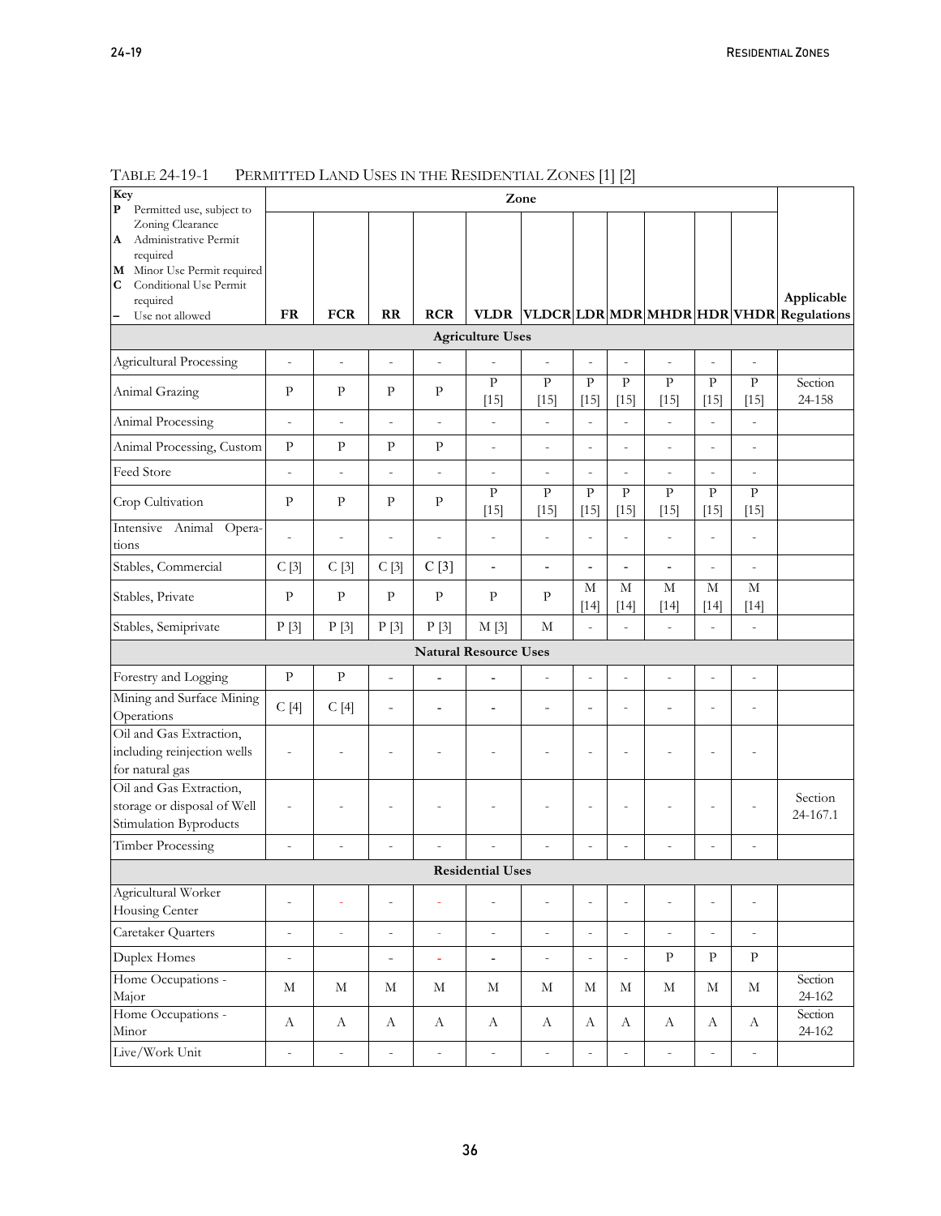TABLE 24-19-1 PERMITTED LAND USES IN THE RESIDENTIAL ZONES [1] [2]

| Key<br>**P** Permitted use, subject to Zoning Clearance<br>**A** Administrative Permit required<br>**M** Minor Use Permit required<br>**C** Conditional Use Permit required<br>**–** Use not allowed | Zone | | | | | | | | | | | Applicable Regulations |
|---|---|---|---|---|---|---|---|---|---|---|---|---|
| | **FR** | **FCR** | **RR** | **RCR** | **VLDR** | **VLDCR** | **LDR** | **MDR** | **MHDR** | **HDR** | **VHDR** | |
| **Agriculture Uses** | | | | | | | | | | | | |
| Agricultural Processing | - | - | - | - | - | - | - | - | - | - | - | |
| Animal Grazing | P | P | P | P | P [15] | P [15] | P [15] | P [15] | P [15] | P [15] | P [15] | Section 24-158 |
| Animal Processing | - | - | - | - | - | - | - | - | - | - | - | |
| Animal Processing, Custom | P | P | P | P | - | - | - | - | - | - | - | |
| Feed Store | - | - | - | - | - | - | - | - | - | - | - | |
| Crop Cultivation | P | P | P | P | P [15] | P [15] | P [15] | P [15] | P [15] | P [15] | P [15] | |
| Intensive Animal Operations | - | - | - | - | - | - | - | - | - | - | - | |
| Stables, Commercial | C [3] | C [3] | C [3] | C [3] | - | - | - | - | - | - | - | |
| Stables, Private | P | P | P | P | P | P | M [14] | M [14] | M [14] | M [14] | M [14] | |
| Stables, Semiprivate | P [3] | P [3] | P [3] | P [3] | M [3] | M | - | - | - | - | - | |
| **Natural Resource Uses** | | | | | | | | | | | | |
| Forestry and Logging | P | P | - | - | - | - | - | - | - | - | - | |
| Mining and Surface Mining Operations | C [4] | C [4] | - | - | - | - | - | - | - | - | - | |
| Oil and Gas Extraction, including reinjection wells for natural gas | - | - | - | - | - | - | - | - | - | - | - | |
| Oil and Gas Extraction, storage or disposal of Well Stimulation Byproducts | - | - | - | - | - | - | - | - | - | - | - | Section 24-167.1 |
| Timber Processing | - | - | - | - | - | - | - | - | - | - | - | |
| **Residential Uses** | | | | | | | | | | | | |
| Agricultural Worker Housing Center | - | - | - | - | - | - | - | - | - | - | - | |
| Caretaker Quarters | - | - | - | - | - | - | - | - | - | - | - | |
| Duplex Homes | - | | - | - | - | - | - | - | P | P | P | |
| Home Occupations - Major | M | M | M | M | M | M | M | M | M | M | M | Section 24-162 |
| Home Occupations - Minor | A | A | A | A | A | A | A | A | A | A | A | Section 24-162 |
| Live/Work Unit | - | - | - | - | - | - | - | - | - | - | - | |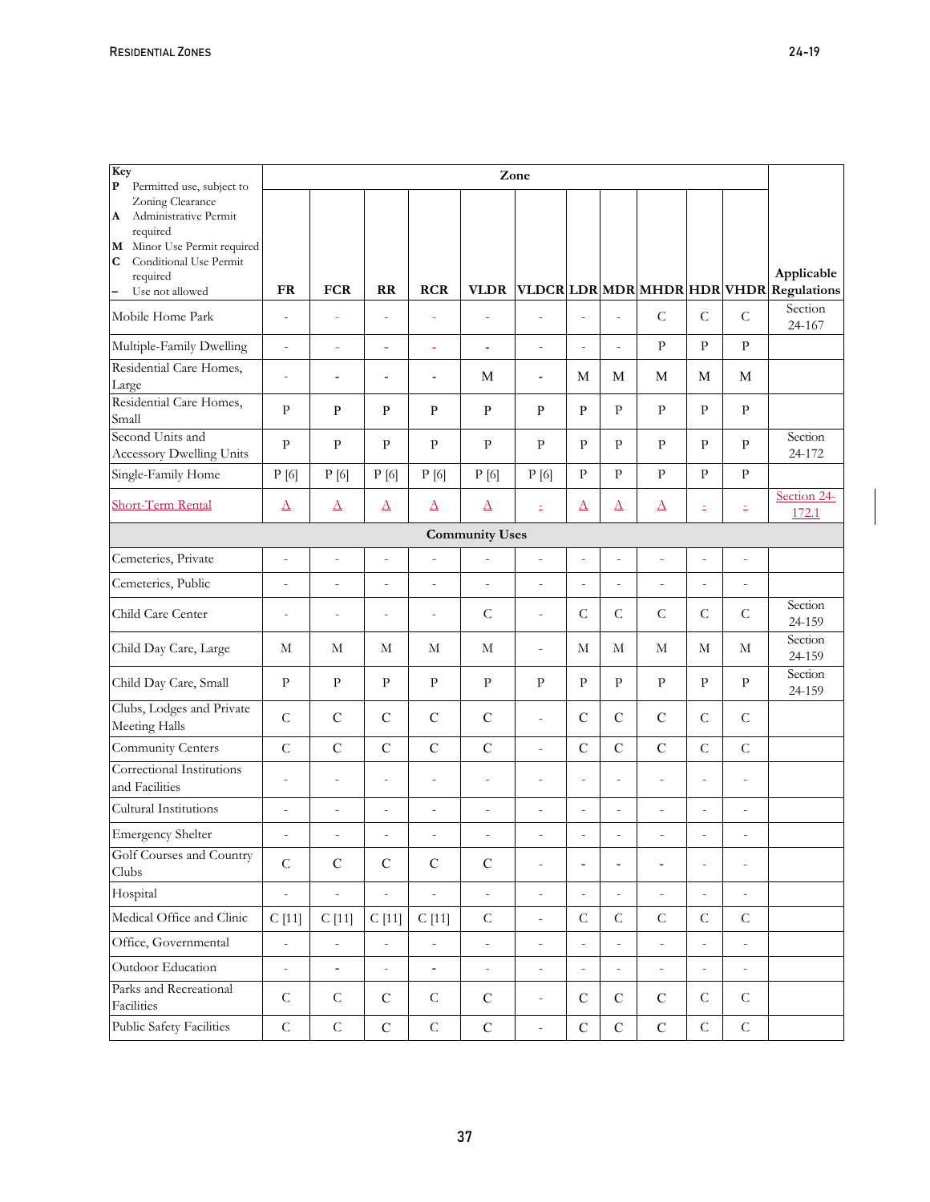| Key<br>**P** Permitted use, subject to Zoning Clearance<br>**A** Administrative Permit required<br>**M** Minor Use Permit required<br>**C** Conditional Use Permit required<br>**–** Use not allowed | Zone | | | | | | | | | | | Applicable Regulations |
|---|---|---|---|---|---|---|---|---|---|---|---|---|
| | **FR** | **FCR** | **RR** | **RCR** | **VLDR** | **VLDCR** | **LDR** | **MDR** | **MHDR** | **HDR** | **VHDR** | |
| Mobile Home Park | - | - | - | - | - | - | - | - | C | C | C | Section 24-167 |
| Multiple-Family Dwelling | - | - | - | - | - | - | - | - | P | P | P | |
| Residential Care Homes, Large | - | - | - | - | M | - | M | M | M | M | M | |
| Residential Care Homes, Small | P | P | P | P | P | P | P | P | P | P | P | |
| Second Units and Accessory Dwelling Units | P | P | P | P | P | P | P | P | P | P | P | Section 24-172 |
| Single-Family Home | P [6] | P [6] | P [6] | P [6] | P [6] | P [6] | P | P | P | P | P | |
| Short-Term Rental | A | A | A | A | A | - | A | A | A | - | - | Section 24-172.1 |
| **Community Uses** | | | | | | | | | | | | |
| Cemeteries, Private | - | - | - | - | - | - | - | - | - | - | - | |
| Cemeteries, Public | - | - | - | - | - | - | - | - | - | - | - | |
| Child Care Center | - | - | - | - | C | - | C | C | C | C | C | Section 24-159 |
| Child Day Care, Large | M | M | M | M | M | - | M | M | M | M | M | Section 24-159 |
| Child Day Care, Small | P | P | P | P | P | P | P | P | P | P | P | Section 24-159 |
| Clubs, Lodges and Private Meeting Halls | C | C | C | C | C | - | C | C | C | C | C | |
| Community Centers | C | C | C | C | C | - | C | C | C | C | C | |
| Correctional Institutions and Facilities | - | - | - | - | - | - | - | - | - | - | - | |
| Cultural Institutions | - | - | - | - | - | - | - | - | - | - | - | |
| Emergency Shelter | - | - | - | - | - | - | - | - | - | - | - | |
| Golf Courses and Country Clubs | C | C | C | C | C | - | - | - | - | - | - | |
| Hospital | - | - | - | - | - | - | - | - | - | - | - | |
| Medical Office and Clinic | C [11] | C [11] | C [11] | C [11] | C | - | C | C | C | C | C | |
| Office, Governmental | - | - | - | - | - | - | - | - | - | - | - | |
| Outdoor Education | - | - | - | - | - | - | - | - | - | - | - | |
| Parks and Recreational Facilities | C | C | C | C | C | - | C | C | C | C | C | |
| Public Safety Facilities | C | C | C | C | C | - | C | C | C | C | C | |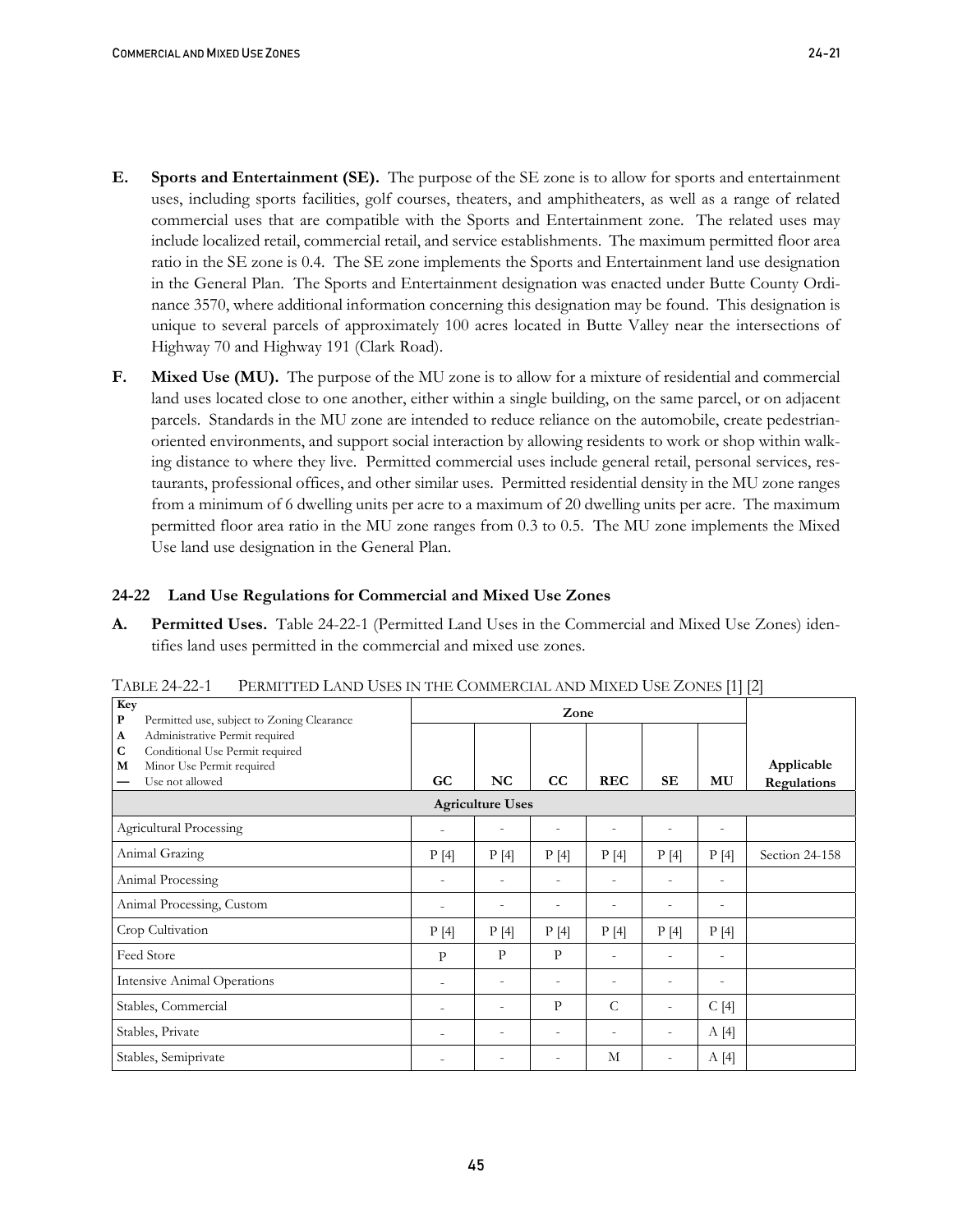**E. Sports and Entertainment (SE).** The purpose of the SE zone is to allow for sports and entertainment uses, including sports facilities, golf courses, theaters, and amphitheaters, as well as a range of related commercial uses that are compatible with the Sports and Entertainment zone. The related uses may include localized retail, commercial retail, and service establishments. The maximum permitted floor area ratio in the SE zone is 0.4. The SE zone implements the Sports and Entertainment land use designation in the General Plan. The Sports and Entertainment designation was enacted under Butte County Ordinance 3570, where additional information concerning this designation may be found. This designation is unique to several parcels of approximately 100 acres located in Butte Valley near the intersections of Highway 70 and Highway 191 (Clark Road).

**F. Mixed Use (MU).** The purpose of the MU zone is to allow for a mixture of residential and commercial land uses located close to one another, either within a single building, on the same parcel, or on adjacent parcels. Standards in the MU zone are intended to reduce reliance on the automobile, create pedestrian-oriented environments, and support social interaction by allowing residents to work or shop within walking distance to where they live. Permitted commercial uses include general retail, personal services, restaurants, professional offices, and other similar uses. Permitted residential density in the MU zone ranges from a minimum of 6 dwelling units per acre to a maximum of 20 dwelling units per acre. The maximum permitted floor area ratio in the MU zone ranges from 0.3 to 0.5. The MU zone implements the Mixed Use land use designation in the General Plan.

### 24-22 Land Use Regulations for Commercial and Mixed Use Zones

**A. Permitted Uses.** Table 24-22-1 (Permitted Land Uses in the Commercial and Mixed Use Zones) identifies land uses permitted in the commercial and mixed use zones.

TABLE 24-22-1 PERMITTED LAND USES IN THE COMMERCIAL AND MIXED USE ZONES [1] [2]

| **Key**<br>**P** Permitted use, subject to Zoning Clearance<br>**A** Administrative Permit required<br>**C** Conditional Use Permit required<br>**M** Minor Use Permit required<br>**—** Use not allowed | **Zone** | | | | | | **Applicable Regulations** |
|---|---|---|---|---|---|---|---|
| | **GC** | **NC** | **CC** | **REC** | **SE** | **MU** | |
| **Agriculture Uses** | | | | | | | |
| Agricultural Processing | - | - | - | - | - | - | |
| Animal Grazing | P [4] | P [4] | P [4] | P [4] | P [4] | P [4] | Section 24-158 |
| Animal Processing | - | - | - | - | - | - | |
| Animal Processing, Custom | - | - | - | - | - | - | |
| Crop Cultivation | P [4] | P [4] | P [4] | P [4] | P [4] | P [4] | |
| Feed Store | P | P | P | - | - | - | |
| Intensive Animal Operations | - | - | - | - | - | - | |
| Stables, Commercial | - | - | P | C | - | C [4] | |
| Stables, Private | - | - | - | - | - | A [4] | |
| Stables, Semiprivate | - | - | - | M | - | A [4] | |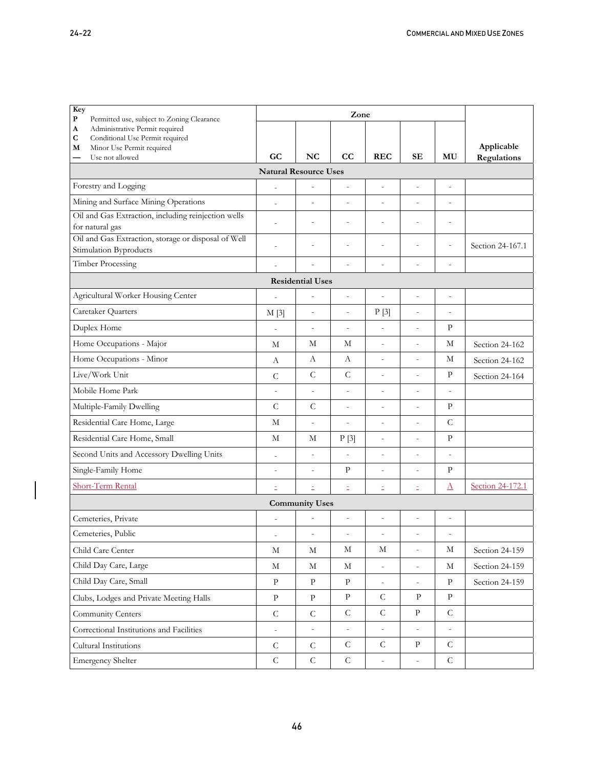| Key<br>**P** Permitted use, subject to Zoning Clearance<br>**A** Administrative Permit required<br>**C** Conditional Use Permit required<br>**M** Minor Use Permit required<br>**—** Use not allowed | Zone | | | | | | Applicable Regulations |
|---|---|---|---|---|---|---|---|
| | **GC** | **NC** | **CC** | **REC** | **SE** | **MU** | |
| **Natural Resource Uses** | | | | | | | |
| Forestry and Logging | - | - | - | - | - | - | |
| Mining and Surface Mining Operations | - | - | - | - | - | - | |
| Oil and Gas Extraction, including reinjection wells for natural gas | - | - | - | - | - | - | |
| Oil and Gas Extraction, storage or disposal of Well Stimulation Byproducts | - | - | - | - | - | - | Section 24-167.1 |
| Timber Processing | - | - | - | - | - | - | |
| **Residential Uses** | | | | | | | |
| Agricultural Worker Housing Center | - | - | - | - | - | - | |
| Caretaker Quarters | M [3] | - | - | P [3] | - | - | |
| Duplex Home | - | - | - | - | - | P | |
| Home Occupations - Major | M | M | M | - | - | M | Section 24-162 |
| Home Occupations - Minor | A | A | A | - | - | M | Section 24-162 |
| Live/Work Unit | C | C | C | - | - | P | Section 24-164 |
| Mobile Home Park | - | - | - | - | - | - | |
| Multiple-Family Dwelling | C | C | - | - | - | P | |
| Residential Care Home, Large | M | - | - | - | - | C | |
| Residential Care Home, Small | M | M | P [3] | - | - | P | |
| Second Units and Accessory Dwelling Units | - | - | - | - | - | - | |
| Single-Family Home | - | - | P | - | - | P | |
| Short-Term Rental | - | - | - | - | - | A | Section 24-172.1 |
| **Community Uses** | | | | | | | |
| Cemeteries, Private | - | - | - | - | - | - | |
| Cemeteries, Public | - | - | - | - | - | - | |
| Child Care Center | M | M | M | M | - | M | Section 24-159 |
| Child Day Care, Large | M | M | M | - | - | M | Section 24-159 |
| Child Day Care, Small | P | P | P | - | - | P | Section 24-159 |
| Clubs, Lodges and Private Meeting Halls | P | P | P | C | P | P | |
| Community Centers | C | C | C | C | P | C | |
| Correctional Institutions and Facilities | - | - | - | - | - | - | |
| Cultural Institutions | C | C | C | C | P | C | |
| Emergency Shelter | C | C | C | - | - | C | |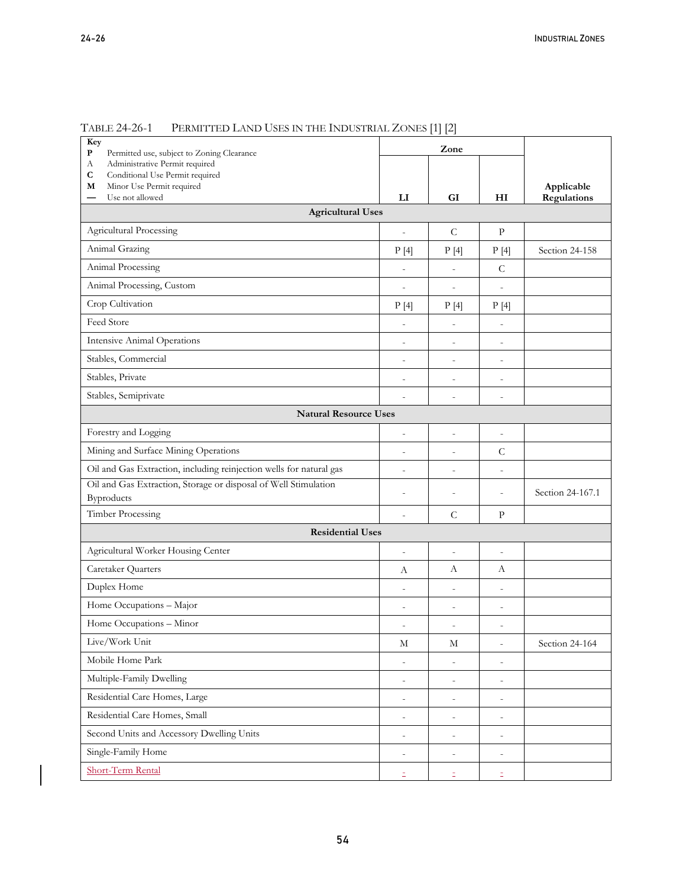TABLE 24-26-1 PERMITTED LAND USES IN THE INDUSTRIAL ZONES [1] [2]

| Key<br>**P** Permitted use, subject to Zoning Clearance<br>A Administrative Permit required<br>**C** Conditional Use Permit required<br>**M** Minor Use Permit required<br>— Use not allowed | Zone | | | Applicable Regulations |
|---|---|---|---|---|
| | **LI** | **GI** | **HI** | |
| **Agricultural Uses** | | | | |
| Agricultural Processing | - | C | P | |
| Animal Grazing | P [4] | P [4] | P [4] | Section 24-158 |
| Animal Processing | - | - | C | |
| Animal Processing, Custom | - | - | - | |
| Crop Cultivation | P [4] | P [4] | P [4] | |
| Feed Store | - | - | - | |
| Intensive Animal Operations | - | - | - | |
| Stables, Commercial | - | - | - | |
| Stables, Private | - | - | - | |
| Stables, Semiprivate | - | - | - | |
| **Natural Resource Uses** | | | | |
| Forestry and Logging | - | - | - | |
| Mining and Surface Mining Operations | - | - | C | |
| Oil and Gas Extraction, including reinjection wells for natural gas | - | - | - | |
| Oil and Gas Extraction, Storage or disposal of Well Stimulation Byproducts | - | - | - | Section 24-167.1 |
| Timber Processing | - | C | P | |
| **Residential Uses** | | | | |
| Agricultural Worker Housing Center | - | - | - | |
| Caretaker Quarters | A | A | A | |
| Duplex Home | - | - | - | |
| Home Occupations – Major | - | - | - | |
| Home Occupations – Minor | - | - | - | |
| Live/Work Unit | M | M | - | Section 24-164 |
| Mobile Home Park | - | - | - | |
| Multiple-Family Dwelling | - | - | - | |
| Residential Care Homes, Large | - | - | - | |
| Residential Care Homes, Small | - | - | - | |
| Second Units and Accessory Dwelling Units | - | - | - | |
| Single-Family Home | - | - | - | |
| Short-Term Rental | - | - | - | |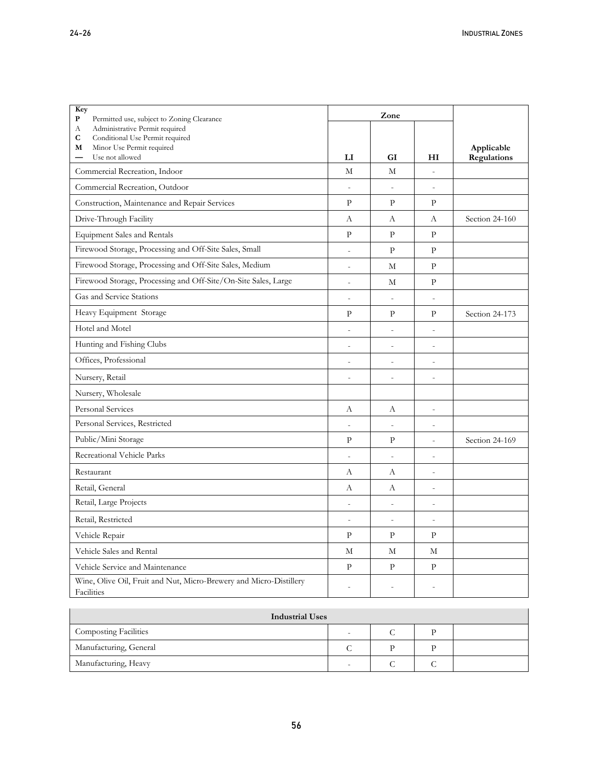| Key<br>**P** Permitted use, subject to Zoning Clearance<br>A Administrative Permit required<br>**C** Conditional Use Permit required<br>**M** Minor Use Permit required<br>— Use not allowed | Zone | | | Applicable Regulations |
|---|---|---|---|---|
| | **LI** | **GI** | **HI** | |
| Commercial Recreation, Indoor | M | M | - | |
| Commercial Recreation, Outdoor | - | - | - | |
| Construction, Maintenance and Repair Services | P | P | P | |
| Drive-Through Facility | A | A | A | Section 24-160 |
| Equipment Sales and Rentals | P | P | P | |
| Firewood Storage, Processing and Off-Site Sales, Small | - | P | P | |
| Firewood Storage, Processing and Off-Site Sales, Medium | - | M | P | |
| Firewood Storage, Processing and Off-Site/On-Site Sales, Large | - | M | P | |
| Gas and Service Stations | - | - | - | |
| Heavy Equipment Storage | P | P | P | Section 24-173 |
| Hotel and Motel | - | - | - | |
| Hunting and Fishing Clubs | - | - | - | |
| Offices, Professional | - | - | - | |
| Nursery, Retail | - | - | - | |
| Nursery, Wholesale | | | | |
| Personal Services | A | A | - | |
| Personal Services, Restricted | - | - | - | |
| Public/Mini Storage | P | P | - | Section 24-169 |
| Recreational Vehicle Parks | - | - | - | |
| Restaurant | A | A | - | |
| Retail, General | A | A | - | |
| Retail, Large Projects | - | - | - | |
| Retail, Restricted | - | - | - | |
| Vehicle Repair | P | P | P | |
| Vehicle Sales and Rental | M | M | M | |
| Vehicle Service and Maintenance | P | P | P | |
| Wine, Olive Oil, Fruit and Nut, Micro-Brewery and Micro-Distillery Facilities | - | - | - | |
| **Industrial Uses** | | | | |
| Composting Facilities | - | C | P | |
| Manufacturing, General | C | P | P | |
| Manufacturing, Heavy | - | C | C | |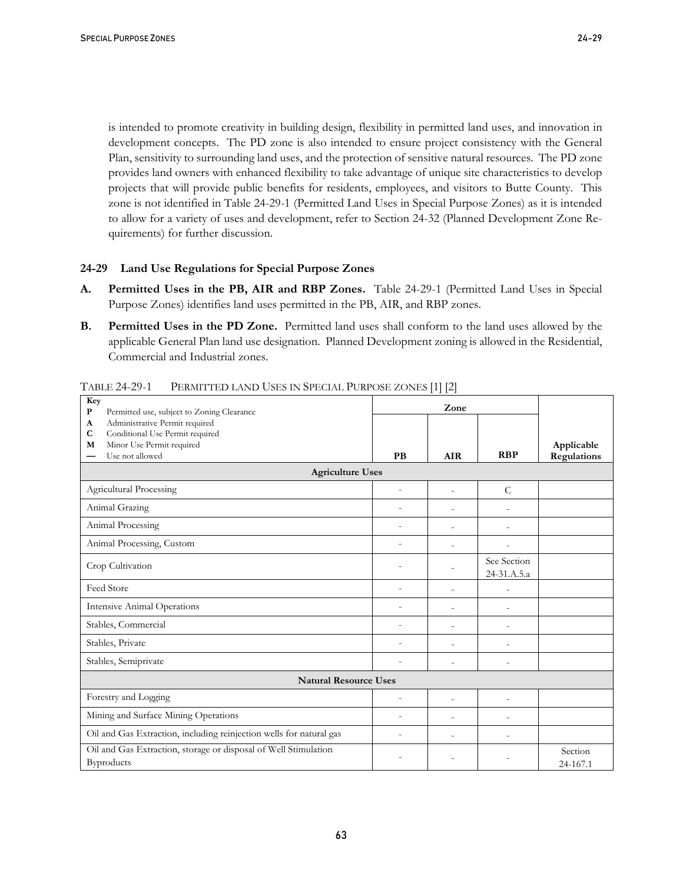is intended to promote creativity in building design, flexibility in permitted land uses, and innovation in development concepts. The PD zone is also intended to ensure project consistency with the General Plan, sensitivity to surrounding land uses, and the protection of sensitive natural resources. The PD zone provides land owners with enhanced flexibility to take advantage of unique site characteristics to develop projects that will provide public benefits for residents, employees, and visitors to Butte County. This zone is not identified in Table 24-29-1 (Permitted Land Uses in Special Purpose Zones) as it is intended to allow for a variety of uses and development, refer to Section 24-32 (Planned Development Zone Requirements) for further discussion.

### 24-29 Land Use Regulations for Special Purpose Zones

**A. Permitted Uses in the PB, AIR and RBP Zones.** Table 24-29-1 (Permitted Land Uses in Special Purpose Zones) identifies land uses permitted in the PB, AIR, and RBP zones.

**B. Permitted Uses in the PD Zone.** Permitted land uses shall conform to the land uses allowed by the applicable General Plan land use designation. Planned Development zoning is allowed in the Residential, Commercial and Industrial zones.

TABLE 24-29-1 PERMITTED LAND USES IN SPECIAL PURPOSE ZONES [1] [2]

| Key<br>**P** Permitted use, subject to Zoning Clearance<br>**A** Administrative Permit required<br>**C** Conditional Use Permit required<br>**M** Minor Use Permit required<br>**—** Use not allowed | Zone | | | Applicable Regulations |
|---|---|---|---|---|
| | **PB** | **AIR** | **RBP** | |
| **Agriculture Uses** | | | | |
| Agricultural Processing | - | - | C | |
| Animal Grazing | - | - | - | |
| Animal Processing | - | - | - | |
| Animal Processing, Custom | - | - | - | |
| Crop Cultivation | - | - | See Section 24-31.A.5.a | |
| Feed Store | - | - | - | |
| Intensive Animal Operations | - | - | - | |
| Stables, Commercial | - | - | - | |
| Stables, Private | - | - | - | |
| Stables, Semiprivate | - | - | - | |
| **Natural Resource Uses** | | | | |
| Forestry and Logging | - | - | - | |
| Mining and Surface Mining Operations | - | - | - | |
| Oil and Gas Extraction, including reinjection wells for natural gas | - | - | - | |
| Oil and Gas Extraction, storage or disposal of Well Stimulation Byproducts | - | - | - | Section 24-167.1 |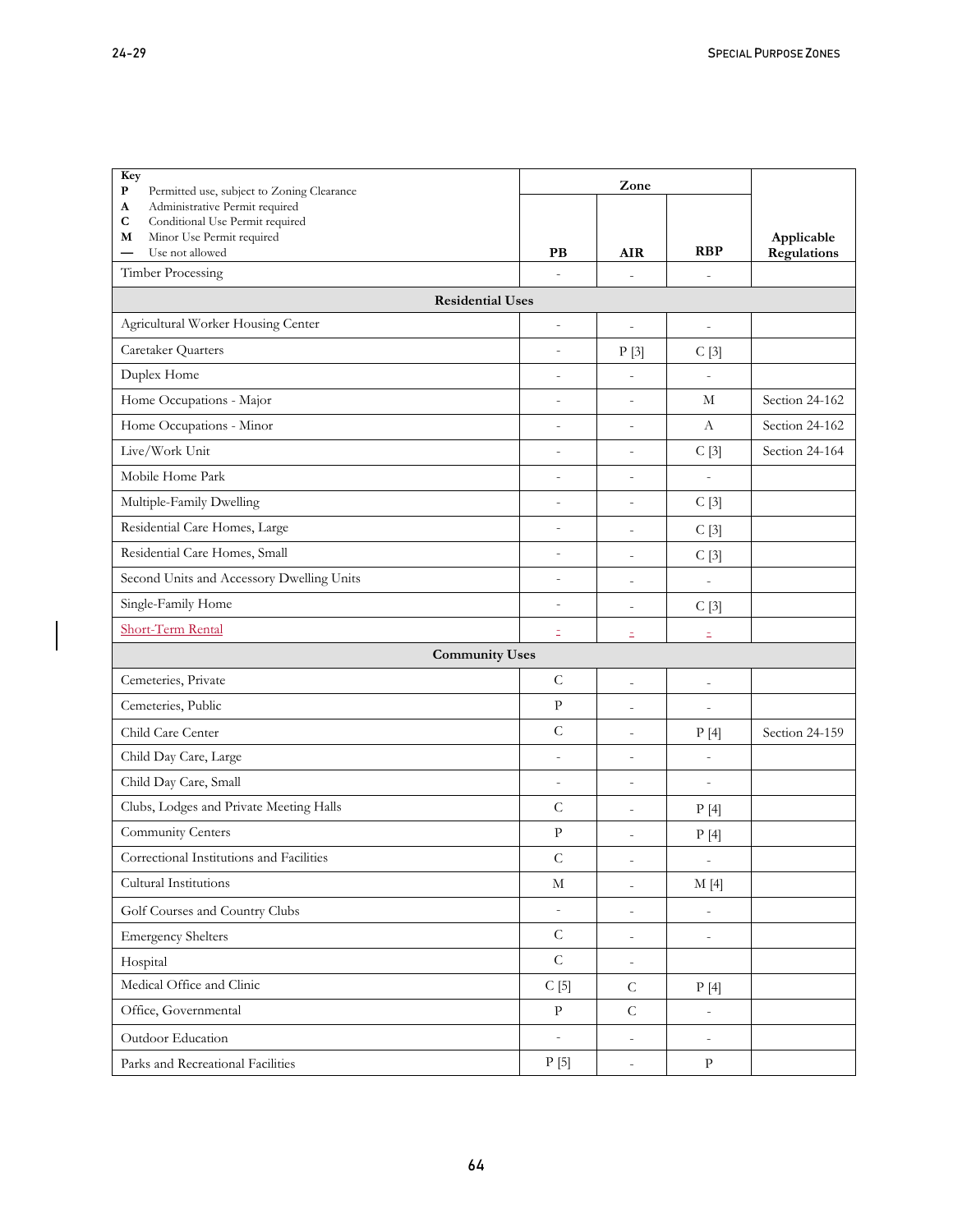| Key<br>**P** Permitted use, subject to Zoning Clearance<br>**A** Administrative Permit required<br>**C** Conditional Use Permit required<br>**M** Minor Use Permit required<br>**—** Use not allowed | Zone | | | Applicable Regulations |
|---|---|---|---|---|
| | **PB** | **AIR** | **RBP** | |
| Timber Processing | - | - | - | |
| **Residential Uses** | | | | |
| Agricultural Worker Housing Center | - | - | - | |
| Caretaker Quarters | - | P [3] | C [3] | |
| Duplex Home | - | - | - | |
| Home Occupations - Major | - | - | M | Section 24-162 |
| Home Occupations - Minor | - | - | A | Section 24-162 |
| Live/Work Unit | - | - | C [3] | Section 24-164 |
| Mobile Home Park | - | - | - | |
| Multiple-Family Dwelling | - | - | C [3] | |
| Residential Care Homes, Large | - | - | C [3] | |
| Residential Care Homes, Small | - | - | C [3] | |
| Second Units and Accessory Dwelling Units | - | - | - | |
| Single-Family Home | - | - | C [3] | |
| Short-Term Rental | - | - | - | |
| **Community Uses** | | | | |
| Cemeteries, Private | C | - | - | |
| Cemeteries, Public | P | - | - | |
| Child Care Center | C | - | P [4] | Section 24-159 |
| Child Day Care, Large | - | - | - | |
| Child Day Care, Small | - | - | - | |
| Clubs, Lodges and Private Meeting Halls | C | - | P [4] | |
| Community Centers | P | - | P [4] | |
| Correctional Institutions and Facilities | C | - | - | |
| Cultural Institutions | M | - | M [4] | |
| Golf Courses and Country Clubs | - | - | - | |
| Emergency Shelters | C | - | - | |
| Hospital | C | - | | |
| Medical Office and Clinic | C [5] | C | P [4] | |
| Office, Governmental | P | C | - | |
| Outdoor Education | - | - | - | |
| Parks and Recreational Facilities | P [5] | - | P | |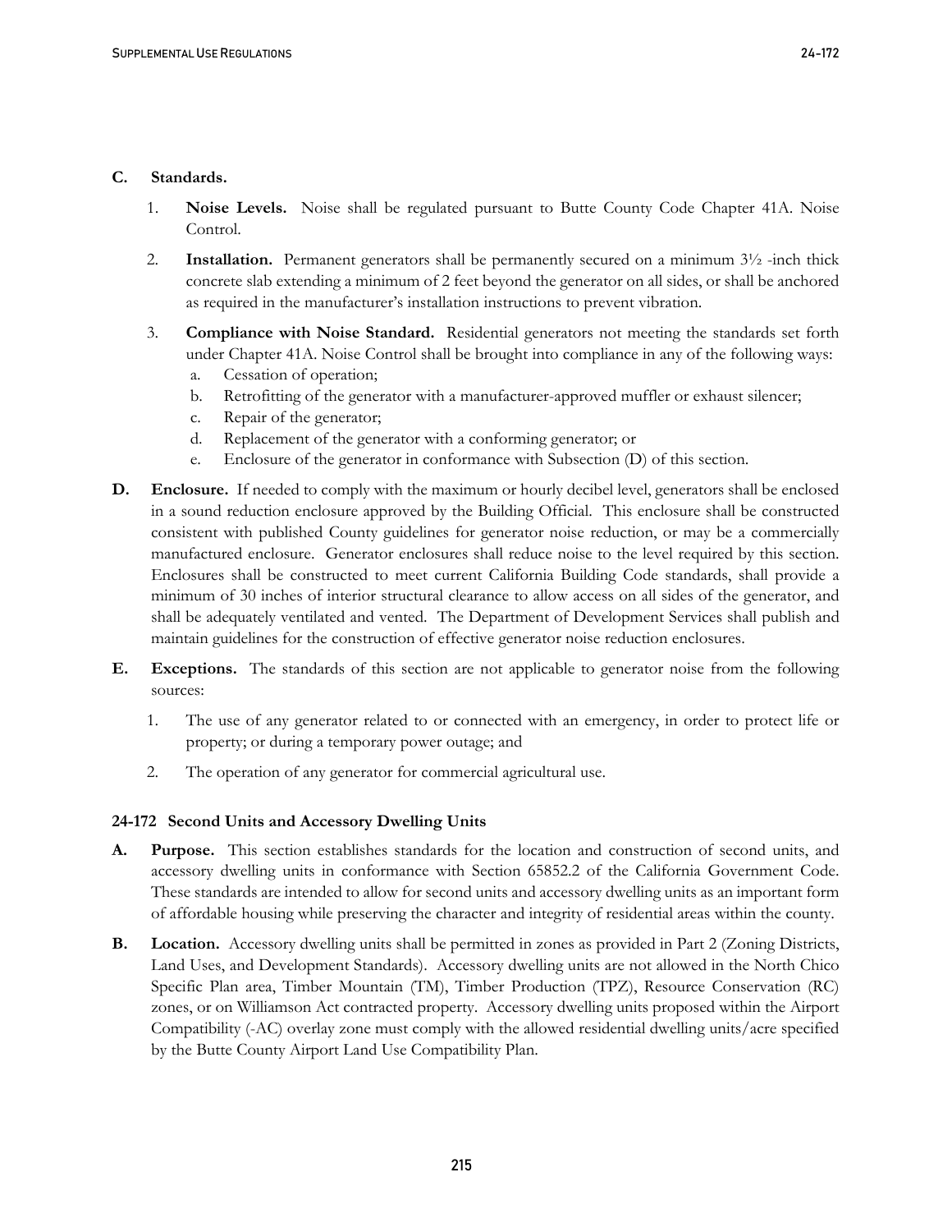**C. Standards.**

1. **Noise Levels.** Noise shall be regulated pursuant to Butte County Code Chapter 41A. Noise Control.

2. **Installation.** Permanent generators shall be permanently secured on a minimum 3½ -inch thick concrete slab extending a minimum of 2 feet beyond the generator on all sides, or shall be anchored as required in the manufacturer's installation instructions to prevent vibration.

3. **Compliance with Noise Standard.** Residential generators not meeting the standards set forth under Chapter 41A. Noise Control shall be brought into compliance in any of the following ways:
   a. Cessation of operation;
   b. Retrofitting of the generator with a manufacturer-approved muffler or exhaust silencer;
   c. Repair of the generator;
   d. Replacement of the generator with a conforming generator; or
   e. Enclosure of the generator in conformance with Subsection (D) of this section.

**D. Enclosure.** If needed to comply with the maximum or hourly decibel level, generators shall be enclosed in a sound reduction enclosure approved by the Building Official. This enclosure shall be constructed consistent with published County guidelines for generator noise reduction, or may be a commercially manufactured enclosure. Generator enclosures shall reduce noise to the level required by this section. Enclosures shall be constructed to meet current California Building Code standards, shall provide a minimum of 30 inches of interior structural clearance to allow access on all sides of the generator, and shall be adequately ventilated and vented. The Department of Development Services shall publish and maintain guidelines for the construction of effective generator noise reduction enclosures.

**E. Exceptions.** The standards of this section are not applicable to generator noise from the following sources:

1. The use of any generator related to or connected with an emergency, in order to protect life or property; or during a temporary power outage; and

2. The operation of any generator for commercial agricultural use.

### 24-172 Second Units and Accessory Dwelling Units

**A. Purpose.** This section establishes standards for the location and construction of second units, and accessory dwelling units in conformance with Section 65852.2 of the California Government Code. These standards are intended to allow for second units and accessory dwelling units as an important form of affordable housing while preserving the character and integrity of residential areas within the county.

**B. Location.** Accessory dwelling units shall be permitted in zones as provided in Part 2 (Zoning Districts, Land Uses, and Development Standards). Accessory dwelling units are not allowed in the North Chico Specific Plan area, Timber Mountain (TM), Timber Production (TPZ), Resource Conservation (RC) zones, or on Williamson Act contracted property. Accessory dwelling units proposed within the Airport Compatibility (-AC) overlay zone must comply with the allowed residential dwelling units/acre specified by the Butte County Airport Land Use Compatibility Plan.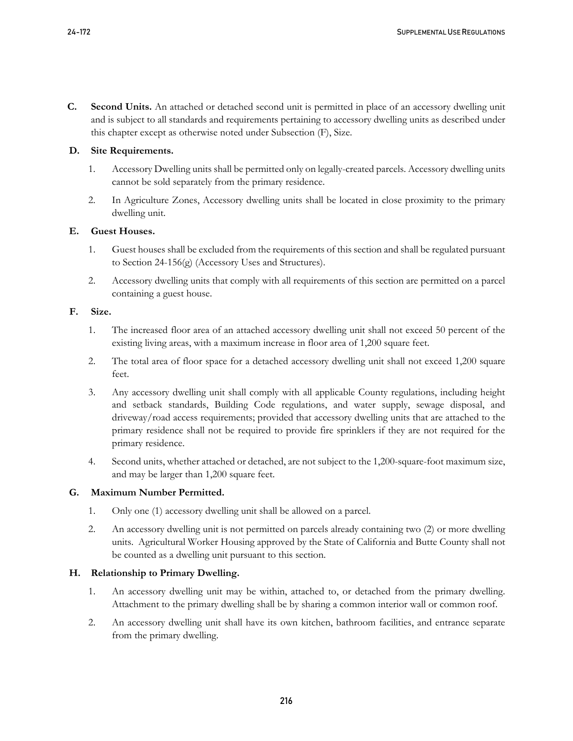**C. Second Units.** An attached or detached second unit is permitted in place of an accessory dwelling unit and is subject to all standards and requirements pertaining to accessory dwelling units as described under this chapter except as otherwise noted under Subsection (F), Size.

**D. Site Requirements.**

1. Accessory Dwelling units shall be permitted only on legally-created parcels. Accessory dwelling units cannot be sold separately from the primary residence.
2. In Agriculture Zones, Accessory dwelling units shall be located in close proximity to the primary dwelling unit.

**E. Guest Houses.**

1. Guest houses shall be excluded from the requirements of this section and shall be regulated pursuant to Section 24-156(g) (Accessory Uses and Structures).
2. Accessory dwelling units that comply with all requirements of this section are permitted on a parcel containing a guest house.

**F. Size.**

1. The increased floor area of an attached accessory dwelling unit shall not exceed 50 percent of the existing living areas, with a maximum increase in floor area of 1,200 square feet.
2. The total area of floor space for a detached accessory dwelling unit shall not exceed 1,200 square feet.
3. Any accessory dwelling unit shall comply with all applicable County regulations, including height and setback standards, Building Code regulations, and water supply, sewage disposal, and driveway/road access requirements; provided that accessory dwelling units that are attached to the primary residence shall not be required to provide fire sprinklers if they are not required for the primary residence.
4. Second units, whether attached or detached, are not subject to the 1,200-square-foot maximum size, and may be larger than 1,200 square feet.

**G. Maximum Number Permitted.**

1. Only one (1) accessory dwelling unit shall be allowed on a parcel.
2. An accessory dwelling unit is not permitted on parcels already containing two (2) or more dwelling units. Agricultural Worker Housing approved by the State of California and Butte County shall not be counted as a dwelling unit pursuant to this section.

**H. Relationship to Primary Dwelling.**

1. An accessory dwelling unit may be within, attached to, or detached from the primary dwelling. Attachment to the primary dwelling shall be by sharing a common interior wall or common roof.
2. An accessory dwelling unit shall have its own kitchen, bathroom facilities, and entrance separate from the primary dwelling.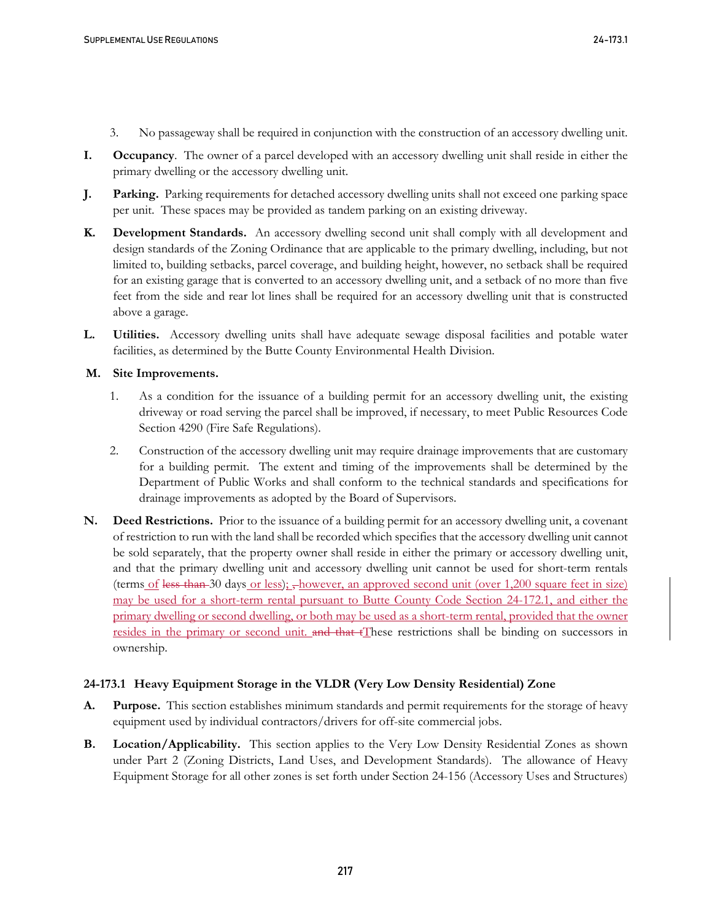3. No passageway shall be required in conjunction with the construction of an accessory dwelling unit.

**I. Occupancy**. The owner of a parcel developed with an accessory dwelling unit shall reside in either the primary dwelling or the accessory dwelling unit.

**J. Parking.** Parking requirements for detached accessory dwelling units shall not exceed one parking space per unit. These spaces may be provided as tandem parking on an existing driveway.

**K. Development Standards.** An accessory dwelling second unit shall comply with all development and design standards of the Zoning Ordinance that are applicable to the primary dwelling, including, but not limited to, building setbacks, parcel coverage, and building height, however, no setback shall be required for an existing garage that is converted to an accessory dwelling unit, and a setback of no more than five feet from the side and rear lot lines shall be required for an accessory dwelling unit that is constructed above a garage.

**L. Utilities.** Accessory dwelling units shall have adequate sewage disposal facilities and potable water facilities, as determined by the Butte County Environmental Health Division.

**M. Site Improvements.**

1. As a condition for the issuance of a building permit for an accessory dwelling unit, the existing driveway or road serving the parcel shall be improved, if necessary, to meet Public Resources Code Section 4290 (Fire Safe Regulations).

2. Construction of the accessory dwelling unit may require drainage improvements that are customary for a building permit. The extent and timing of the improvements shall be determined by the Department of Public Works and shall conform to the technical standards and specifications for drainage improvements as adopted by the Board of Supervisors.

**N. Deed Restrictions.** Prior to the issuance of a building permit for an accessory dwelling unit, a covenant of restriction to run with the land shall be recorded which specifies that the accessory dwelling unit cannot be sold separately, that the property owner shall reside in either the primary or accessory dwelling unit, and that the primary dwelling unit and accessory dwelling unit cannot be used for short-term rentals (terms<u> of</u> ~~less than~~ 30 days<u> or less)</u>; ~~,~~<u>however, an approved second unit (over 1,200 square feet in size) may be used for a short-term rental pursuant to Butte County Code Section 24-172.1, and either the primary dwelling or second dwelling, or both may be used as a short-term rental, provided that the owner resides in the primary or second unit.</u> ~~and that t~~<u>T</u>hese restrictions shall be binding on successors in ownership.

### 24-173.1 Heavy Equipment Storage in the VLDR (Very Low Density Residential) Zone

**A. Purpose.** This section establishes minimum standards and permit requirements for the storage of heavy equipment used by individual contractors/drivers for off-site commercial jobs.

**B. Location/Applicability.** This section applies to the Very Low Density Residential Zones as shown under Part 2 (Zoning Districts, Land Uses, and Development Standards). The allowance of Heavy Equipment Storage for all other zones is set forth under Section 24-156 (Accessory Uses and Structures)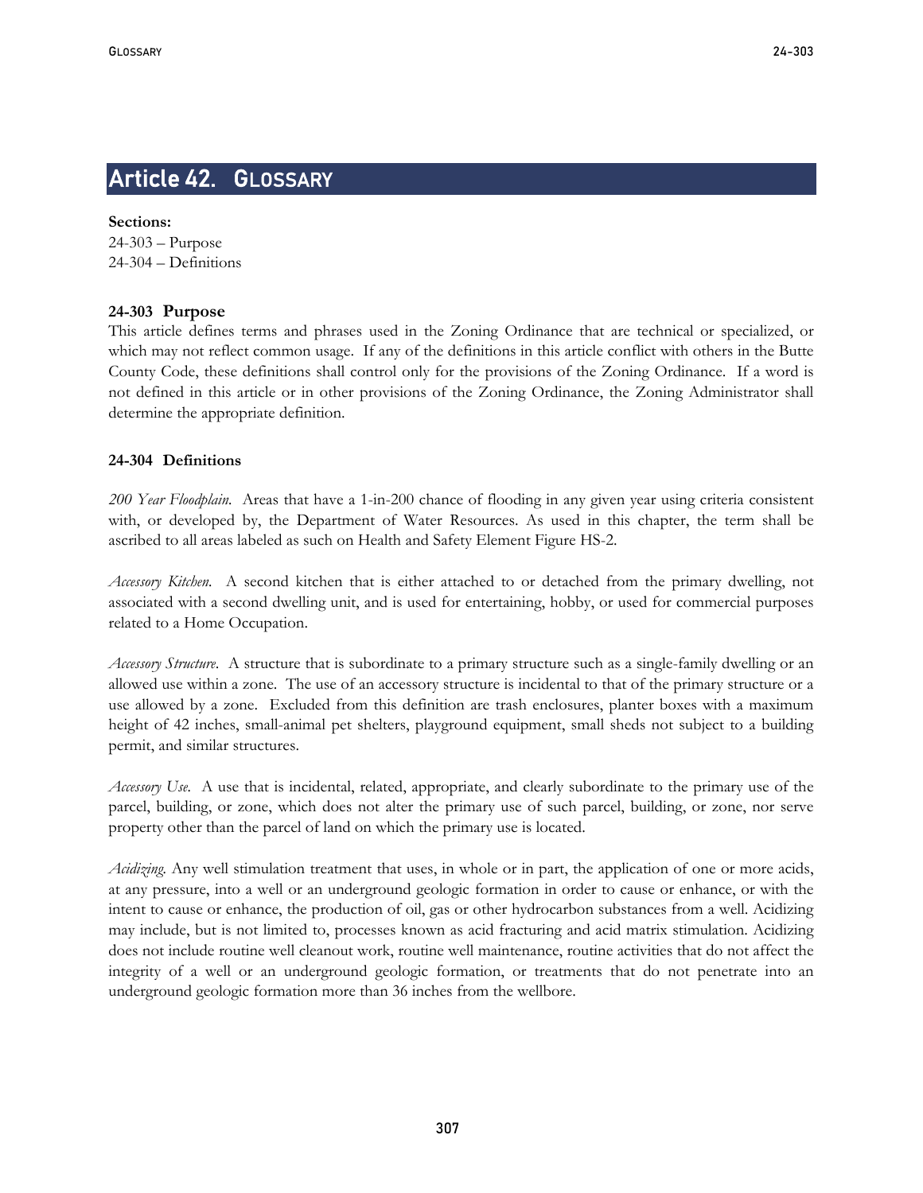# Article 42. GLOSSARY

**Sections:**
24-303 – Purpose
24-304 – Definitions

### 24-303 Purpose

This article defines terms and phrases used in the Zoning Ordinance that are technical or specialized, or which may not reflect common usage. If any of the definitions in this article conflict with others in the Butte County Code, these definitions shall control only for the provisions of the Zoning Ordinance. If a word is not defined in this article or in other provisions of the Zoning Ordinance, the Zoning Administrator shall determine the appropriate definition.

### 24-304 Definitions

*200 Year Floodplain.* Areas that have a 1-in-200 chance of flooding in any given year using criteria consistent with, or developed by, the Department of Water Resources. As used in this chapter, the term shall be ascribed to all areas labeled as such on Health and Safety Element Figure HS-2.

*Accessory Kitchen.* A second kitchen that is either attached to or detached from the primary dwelling, not associated with a second dwelling unit, and is used for entertaining, hobby, or used for commercial purposes related to a Home Occupation.

*Accessory Structure.* A structure that is subordinate to a primary structure such as a single-family dwelling or an allowed use within a zone. The use of an accessory structure is incidental to that of the primary structure or a use allowed by a zone. Excluded from this definition are trash enclosures, planter boxes with a maximum height of 42 inches, small-animal pet shelters, playground equipment, small sheds not subject to a building permit, and similar structures.

*Accessory Use.* A use that is incidental, related, appropriate, and clearly subordinate to the primary use of the parcel, building, or zone, which does not alter the primary use of such parcel, building, or zone, nor serve property other than the parcel of land on which the primary use is located.

*Acidizing.* Any well stimulation treatment that uses, in whole or in part, the application of one or more acids, at any pressure, into a well or an underground geologic formation in order to cause or enhance, or with the intent to cause or enhance, the production of oil, gas or other hydrocarbon substances from a well. Acidizing may include, but is not limited to, processes known as acid fracturing and acid matrix stimulation. Acidizing does not include routine well cleanout work, routine well maintenance, routine activities that do not affect the integrity of a well or an underground geologic formation, or treatments that do not penetrate into an underground geologic formation more than 36 inches from the wellbore.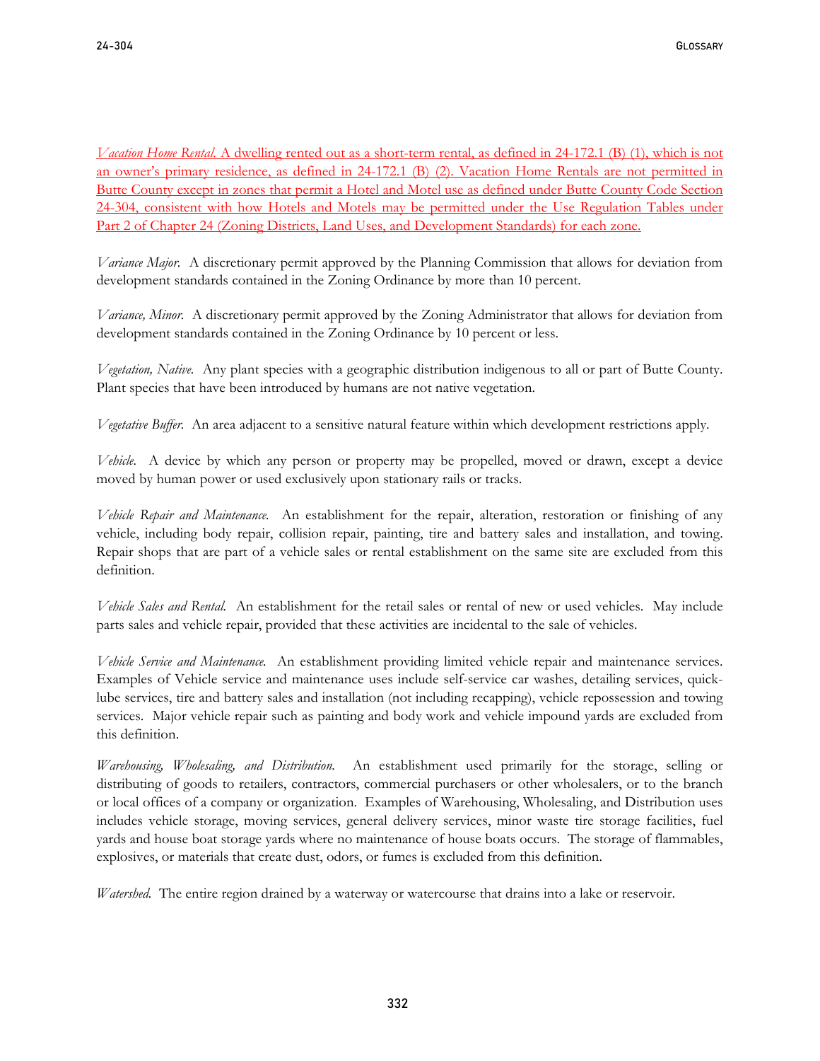*Vacation Home Rental.* A dwelling rented out as a short-term rental, as defined in 24-172.1 (B) (1), which is not an owner's primary residence, as defined in 24-172.1 (B) (2). Vacation Home Rentals are not permitted in Butte County except in zones that permit a Hotel and Motel use as defined under Butte County Code Section 24-304, consistent with how Hotels and Motels may be permitted under the Use Regulation Tables under Part 2 of Chapter 24 (Zoning Districts, Land Uses, and Development Standards) for each zone.

*Variance Major.* A discretionary permit approved by the Planning Commission that allows for deviation from development standards contained in the Zoning Ordinance by more than 10 percent.

*Variance, Minor.* A discretionary permit approved by the Zoning Administrator that allows for deviation from development standards contained in the Zoning Ordinance by 10 percent or less.

*Vegetation, Native.* Any plant species with a geographic distribution indigenous to all or part of Butte County. Plant species that have been introduced by humans are not native vegetation.

*Vegetative Buffer.* An area adjacent to a sensitive natural feature within which development restrictions apply.

*Vehicle.* A device by which any person or property may be propelled, moved or drawn, except a device moved by human power or used exclusively upon stationary rails or tracks.

*Vehicle Repair and Maintenance.* An establishment for the repair, alteration, restoration or finishing of any vehicle, including body repair, collision repair, painting, tire and battery sales and installation, and towing. Repair shops that are part of a vehicle sales or rental establishment on the same site are excluded from this definition.

*Vehicle Sales and Rental.* An establishment for the retail sales or rental of new or used vehicles. May include parts sales and vehicle repair, provided that these activities are incidental to the sale of vehicles.

*Vehicle Service and Maintenance.* An establishment providing limited vehicle repair and maintenance services. Examples of Vehicle service and maintenance uses include self-service car washes, detailing services, quick-lube services, tire and battery sales and installation (not including recapping), vehicle repossession and towing services. Major vehicle repair such as painting and body work and vehicle impound yards are excluded from this definition.

*Warehousing, Wholesaling, and Distribution.* An establishment used primarily for the storage, selling or distributing of goods to retailers, contractors, commercial purchasers or other wholesalers, or to the branch or local offices of a company or organization. Examples of Warehousing, Wholesaling, and Distribution uses includes vehicle storage, moving services, general delivery services, minor waste tire storage facilities, fuel yards and house boat storage yards where no maintenance of house boats occurs. The storage of flammables, explosives, or materials that create dust, odors, or fumes is excluded from this definition.

*Watershed.* The entire region drained by a waterway or watercourse that drains into a lake or reservoir.